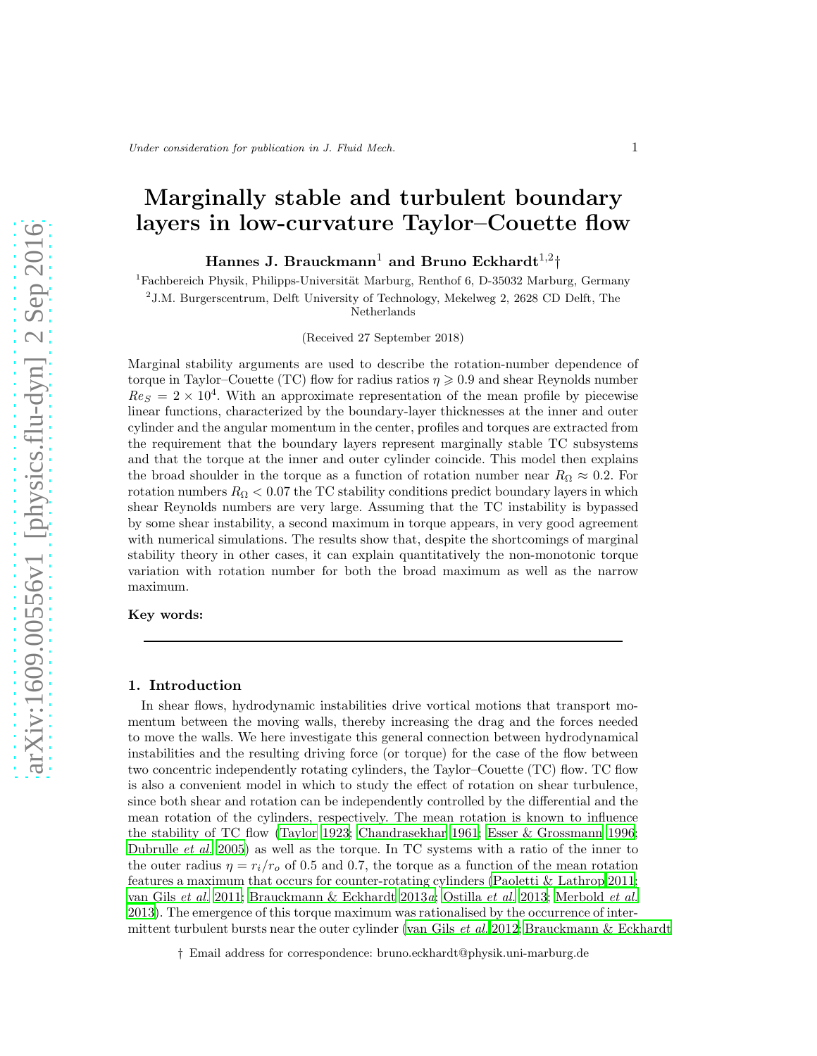# Marginally stable and turbulent boundary layers in low-curvature Taylor–Couette flow

**Hannes J. Brauckmann**[1] **and Bruno Eckhardt**[1,2]†

[1]Fachbereich Physik, Philipps-Universität Marburg, Renthof 6, D-35032 Marburg, Germany

[2]J.M. Burgerscentrum, Delft University of Technology, Mekelweg 2, 2628 CD Delft, The Netherlands

(Received 27 September 2018)

Marginal stability arguments are used to describe the rotation-number dependence of torque in Taylor–Couette (TC) flow for radius ratios $\eta \geqslant 0.9$ and shear Reynolds number $Re_S = 2 \times 10^4$. With an approximate representation of the mean profile by piecewise linear functions, characterized by the boundary-layer thicknesses at the inner and outer cylinder and the angular momentum in the center, profiles and torques are extracted from the requirement that the boundary layers represent marginally stable TC subsystems and that the torque at the inner and outer cylinder coincide. This model then explains the broad shoulder in the torque as a function of rotation number near $R_\Omega \approx 0.2$. For rotation numbers $R_\Omega < 0.07$ the TC stability conditions predict boundary layers in which shear Reynolds numbers are very large. Assuming that the TC instability is bypassed by some shear instability, a second maximum in torque appears, in very good agreement with numerical simulations. The results show that, despite the shortcomings of marginal stability theory in other cases, it can explain quantitatively the non-monotonic torque variation with rotation number for both the broad maximum as well as the narrow maximum.

**Key words:**

## 1. Introduction

In shear flows, hydrodynamic instabilities drive vortical motions that transport momentum between the moving walls, thereby increasing the drag and the forces needed to move the walls. We here investigate this general connection between hydrodynamical instabilities and the resulting driving force (or torque) for the case of the flow between two concentric independently rotating cylinders, the Taylor–Couette (TC) flow. TC flow is also a convenient model in which to study the effect of rotation on shear turbulence, since both shear and rotation can be independently controlled by the differential and the mean rotation of the cylinders, respectively. The mean rotation is known to influence the stability of TC flow (Taylor 1923; Chandrasekhar 1961; Esser & Grossmann 1996; Dubrulle *et al.* 2005) as well as the torque. In TC systems with a ratio of the inner to the outer radius $\eta = r_i/r_o$ of 0.5 and 0.7, the torque as a function of the mean rotation features a maximum that occurs for counter-rotating cylinders (Paoletti & Lathrop 2011; van Gils *et al.* 2011; Brauckmann & Eckhardt 2013*a*; Ostilla *et al.* 2013; Merbold *et al.* 2013). The emergence of this torque maximum was rationalised by the occurrence of intermittent turbulent bursts near the outer cylinder (van Gils *et al.* 2012; Brauckmann & Eckhardt

† Email address for correspondence: bruno.eckhardt@physik.uni-marburg.de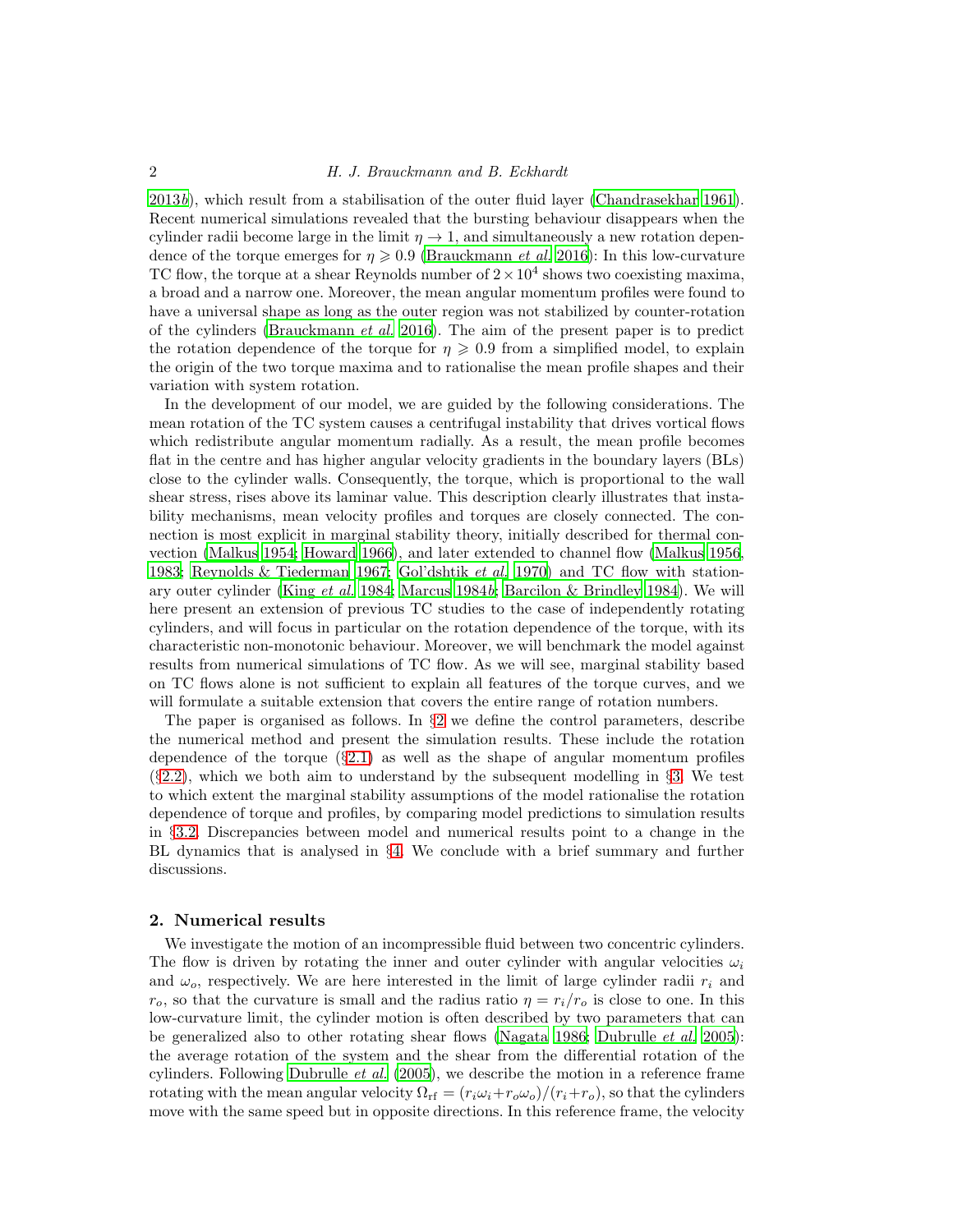2013*b*), which result from a stabilisation of the outer fluid layer (Chandrasekhar 1961). Recent numerical simulations revealed that the bursting behaviour disappears when the cylinder radii become large in the limit $\eta \to 1$, and simultaneously a new rotation dependence of the torque emerges for $\eta \geqslant 0.9$ (Brauckmann *et al.* 2016): In this low-curvature TC flow, the torque at a shear Reynolds number of $2 \times 10^4$ shows two coexisting maxima, a broad and a narrow one. Moreover, the mean angular momentum profiles were found to have a universal shape as long as the outer region was not stabilized by counter-rotation of the cylinders (Brauckmann *et al.* 2016). The aim of the present paper is to predict the rotation dependence of the torque for $\eta \geqslant 0.9$ from a simplified model, to explain the origin of the two torque maxima and to rationalise the mean profile shapes and their variation with system rotation.

In the development of our model, we are guided by the following considerations. The mean rotation of the TC system causes a centrifugal instability that drives vortical flows which redistribute angular momentum radially. As a result, the mean profile becomes flat in the centre and has higher angular velocity gradients in the boundary layers (BLs) close to the cylinder walls. Consequently, the torque, which is proportional to the wall shear stress, rises above its laminar value. This description clearly illustrates that instability mechanisms, mean velocity profiles and torques are closely connected. The connection is most explicit in marginal stability theory, initially described for thermal convection (Malkus 1954; Howard 1966), and later extended to channel flow (Malkus 1956, 1983; Reynolds & Tiederman 1967; Gol'dshtik *et al.* 1970) and TC flow with stationary outer cylinder (King *et al.* 1984; Marcus 1984*b*; Barcilon & Brindley 1984). We will here present an extension of previous TC studies to the case of independently rotating cylinders, and will focus in particular on the rotation dependence of the torque, with its characteristic non-monotonic behaviour. Moreover, we will benchmark the model against results from numerical simulations of TC flow. As we will see, marginal stability based on TC flows alone is not sufficient to explain all features of the torque curves, and we will formulate a suitable extension that covers the entire range of rotation numbers.

The paper is organised as follows. In §2 we define the control parameters, describe the numerical method and present the simulation results. These include the rotation dependence of the torque (§2.1) as well as the shape of angular momentum profiles (§2.2), which we both aim to understand by the subsequent modelling in §3. We test to which extent the marginal stability assumptions of the model rationalise the rotation dependence of torque and profiles, by comparing model predictions to simulation results in §3.2. Discrepancies between model and numerical results point to a change in the BL dynamics that is analysed in §4. We conclude with a brief summary and further discussions.

## 2. Numerical results

We investigate the motion of an incompressible fluid between two concentric cylinders. The flow is driven by rotating the inner and outer cylinder with angular velocities $\omega_i$ and $\omega_o$, respectively. We are here interested in the limit of large cylinder radii $r_i$ and $r_o$, so that the curvature is small and the radius ratio $\eta = r_i/r_o$ is close to one. In this low-curvature limit, the cylinder motion is often described by two parameters that can be generalized also to other rotating shear flows (Nagata 1986; Dubrulle *et al.* 2005): the average rotation of the system and the shear from the differential rotation of the cylinders. Following Dubrulle *et al.* (2005), we describe the motion in a reference frame rotating with the mean angular velocity $\Omega_{\mathrm{rf}} = (r_i\omega_i + r_o\omega_o)/(r_i + r_o)$, so that the cylinders move with the same speed but in opposite directions. In this reference frame, the velocity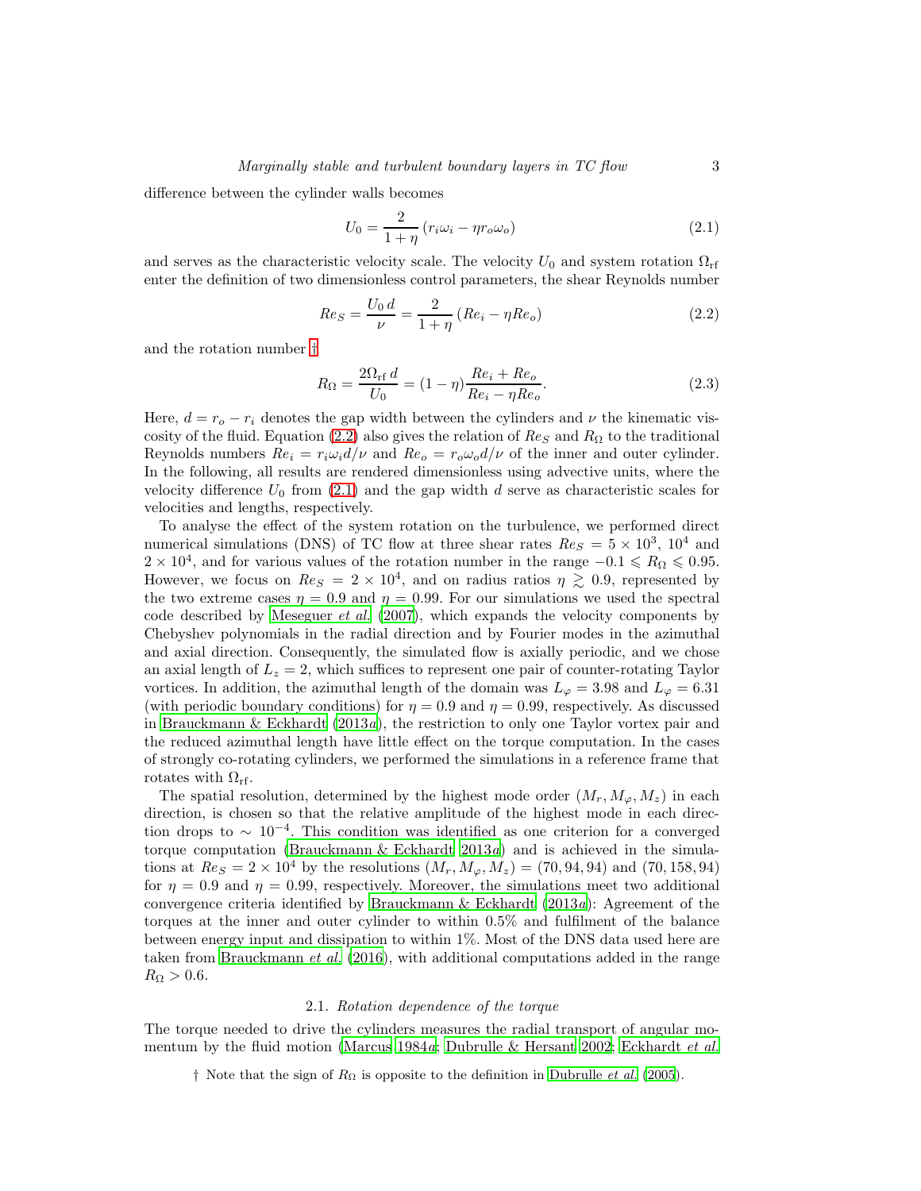difference between the cylinder walls becomes

$$U_0 = \frac{2}{1+\eta}\left(r_i\omega_i - \eta r_o\omega_o\right) \tag{2.1}$$

and serves as the characteristic velocity scale. The velocity $U_0$ and system rotation $\Omega_{\rm rf}$ enter the definition of two dimensionless control parameters, the shear Reynolds number

$$Re_S = \frac{U_0\, d}{\nu} = \frac{2}{1+\eta}\left(Re_i - \eta Re_o\right) \tag{2.2}$$

and the rotation number †

$$R_\Omega = \frac{2\Omega_{\rm rf}\, d}{U_0} = (1-\eta)\frac{Re_i + Re_o}{Re_i - \eta Re_o}. \tag{2.3}$$

Here, $d = r_o - r_i$ denotes the gap width between the cylinders and $\nu$ the kinematic viscosity of the fluid. Equation (2.2) also gives the relation of $Re_S$ and $R_\Omega$ to the traditional Reynolds numbers $Re_i = r_i\omega_i d/\nu$ and $Re_o = r_o\omega_o d/\nu$ of the inner and outer cylinder. In the following, all results are rendered dimensionless using advective units, where the velocity difference $U_0$ from (2.1) and the gap width $d$ serve as characteristic scales for velocities and lengths, respectively.

To analyse the effect of the system rotation on the turbulence, we performed direct numerical simulations (DNS) of TC flow at three shear rates $Re_S = 5\times10^3$, $10^4$ and $2\times10^4$, and for various values of the rotation number in the range $-0.1 \leqslant R_\Omega \leqslant 0.95$. However, we focus on $Re_S = 2\times10^4$, and on radius ratios $\eta \gtrsim 0.9$, represented by the two extreme cases $\eta = 0.9$ and $\eta = 0.99$. For our simulations we used the spectral code described by Meseguer *et al.* (2007), which expands the velocity components by Chebyshev polynomials in the radial direction and by Fourier modes in the azimuthal and axial direction. Consequently, the simulated flow is axially periodic, and we chose an axial length of $L_z = 2$, which suffices to represent one pair of counter-rotating Taylor vortices. In addition, the azimuthal length of the domain was $L_\varphi = 3.98$ and $L_\varphi = 6.31$ (with periodic boundary conditions) for $\eta = 0.9$ and $\eta = 0.99$, respectively. As discussed in Brauckmann & Eckhardt (2013*a*), the restriction to only one Taylor vortex pair and the reduced azimuthal length have little effect on the torque computation. In the cases of strongly co-rotating cylinders, we performed the simulations in a reference frame that rotates with $\Omega_{\rm rf}$.

The spatial resolution, determined by the highest mode order $(M_r, M_\varphi, M_z)$ in each direction, is chosen so that the relative amplitude of the highest mode in each direction drops to $\sim 10^{-4}$. This condition was identified as one criterion for a converged torque computation (Brauckmann & Eckhardt 2013*a*) and is achieved in the simulations at $Re_S = 2\times10^4$ by the resolutions $(M_r, M_\varphi, M_z) = (70, 94, 94)$ and $(70, 158, 94)$ for $\eta = 0.9$ and $\eta = 0.99$, respectively. Moreover, the simulations meet two additional convergence criteria identified by Brauckmann & Eckhardt (2013*a*): Agreement of the torques at the inner and outer cylinder to within 0.5% and fulfilment of the balance between energy input and dissipation to within 1%. Most of the DNS data used here are taken from Brauckmann *et al.* (2016), with additional computations added in the range $R_\Omega > 0.6$.

### 2.1. *Rotation dependence of the torque*

The torque needed to drive the cylinders measures the radial transport of angular momentum by the fluid motion (Marcus 1984*a*; Dubrulle & Hersant 2002; Eckhardt *et al.*

† Note that the sign of $R_\Omega$ is opposite to the definition in Dubrulle *et al.* (2005).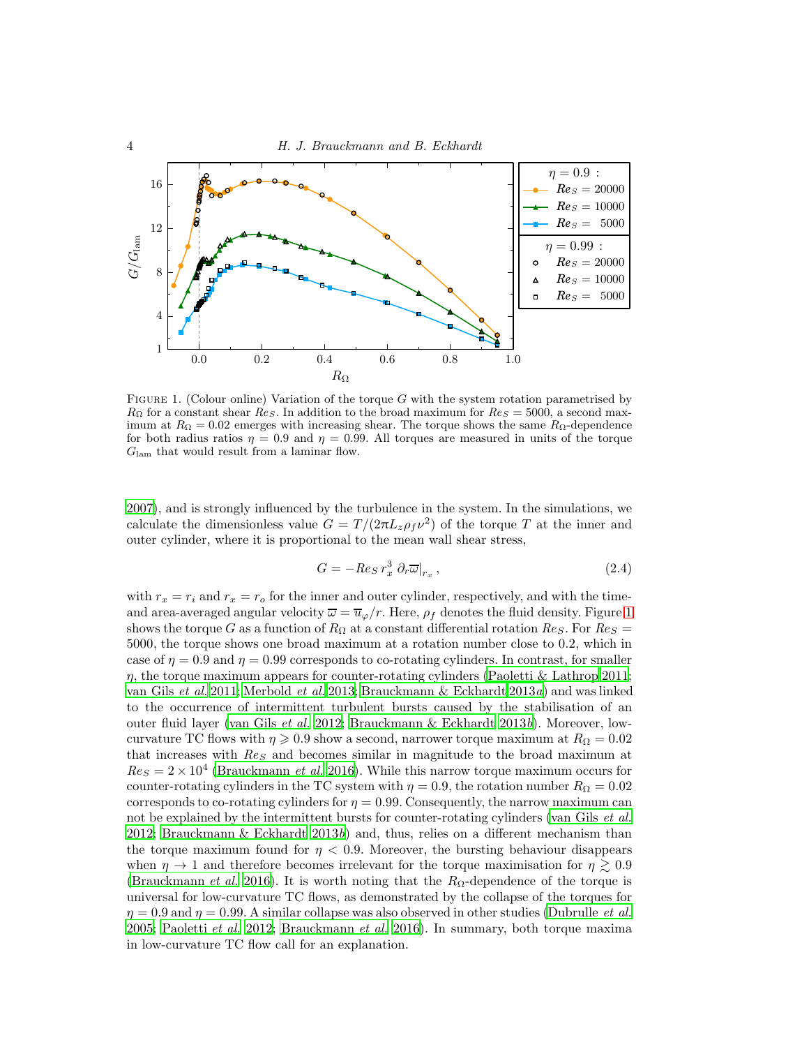FIGURE 1. (Colour online) Variation of the torque $G$ with the system rotation parametrised by $R_\Omega$ for a constant shear $Re_S$. In addition to the broad maximum for $Re_S = 5000$, a second maximum at $R_\Omega = 0.02$ emerges with increasing shear. The torque shows the same $R_\Omega$-dependence for both radius ratios $\eta = 0.9$ and $\eta = 0.99$. All torques are measured in units of the torque $G_{\rm lam}$ that would result from a laminar flow.

2007), and is strongly influenced by the turbulence in the system. In the simulations, we calculate the dimensionless value $G = T/(2\pi L_z \rho_f \nu^2)$ of the torque $T$ at the inner and outer cylinder, where it is proportional to the mean wall shear stress,

$$G = -Re_S\, r_x^3\, \partial_r \overline{\omega}\big|_{r_x}\,, \tag{2.4}$$

with $r_x = r_i$ and $r_x = r_o$ for the inner and outer cylinder, respectively, and with the time- and area-averaged angular velocity $\overline{\omega} = \overline{u}_\varphi / r$. Here, $\rho_f$ denotes the fluid density. Figure 1 shows the torque $G$ as a function of $R_\Omega$ at a constant differential rotation $Re_S$. For $Re_S = 5000$, the torque shows one broad maximum at a rotation number close to 0.2, which in case of $\eta = 0.9$ and $\eta = 0.99$ corresponds to co-rotating cylinders. In contrast, for smaller $\eta$, the torque maximum appears for counter-rotating cylinders (Paoletti & Lathrop 2011; van Gils *et al.* 2011; Merbold *et al.* 2013; Brauckmann & Eckhardt 2013*a*) and was linked to the occurrence of intermittent turbulent bursts caused by the stabilisation of an outer fluid layer (van Gils *et al.* 2012; Brauckmann & Eckhardt 2013*b*). Moreover, low-curvature TC flows with $\eta \geqslant 0.9$ show a second, narrower torque maximum at $R_\Omega = 0.02$ that increases with $Re_S$ and becomes similar in magnitude to the broad maximum at $Re_S = 2 \times 10^4$ (Brauckmann *et al.* 2016). While this narrow torque maximum occurs for counter-rotating cylinders in the TC system with $\eta = 0.9$, the rotation number $R_\Omega = 0.02$ corresponds to co-rotating cylinders for $\eta = 0.99$. Consequently, the narrow maximum can not be explained by the intermittent bursts for counter-rotating cylinders (van Gils *et al.* 2012; Brauckmann & Eckhardt 2013*b*) and, thus, relies on a different mechanism than the torque maximum found for $\eta < 0.9$. Moreover, the bursting behaviour disappears when $\eta \to 1$ and therefore becomes irrelevant for the torque maximisation for $\eta \gtrsim 0.9$ (Brauckmann *et al.* 2016). It is worth noting that the $R_\Omega$-dependence of the torque is universal for low-curvature TC flows, as demonstrated by the collapse of the torques for $\eta = 0.9$ and $\eta = 0.99$. A similar collapse was also observed in other studies (Dubrulle *et al.* 2005; Paoletti *et al.* 2012; Brauckmann *et al.* 2016). In summary, both torque maxima in low-curvature TC flow call for an explanation.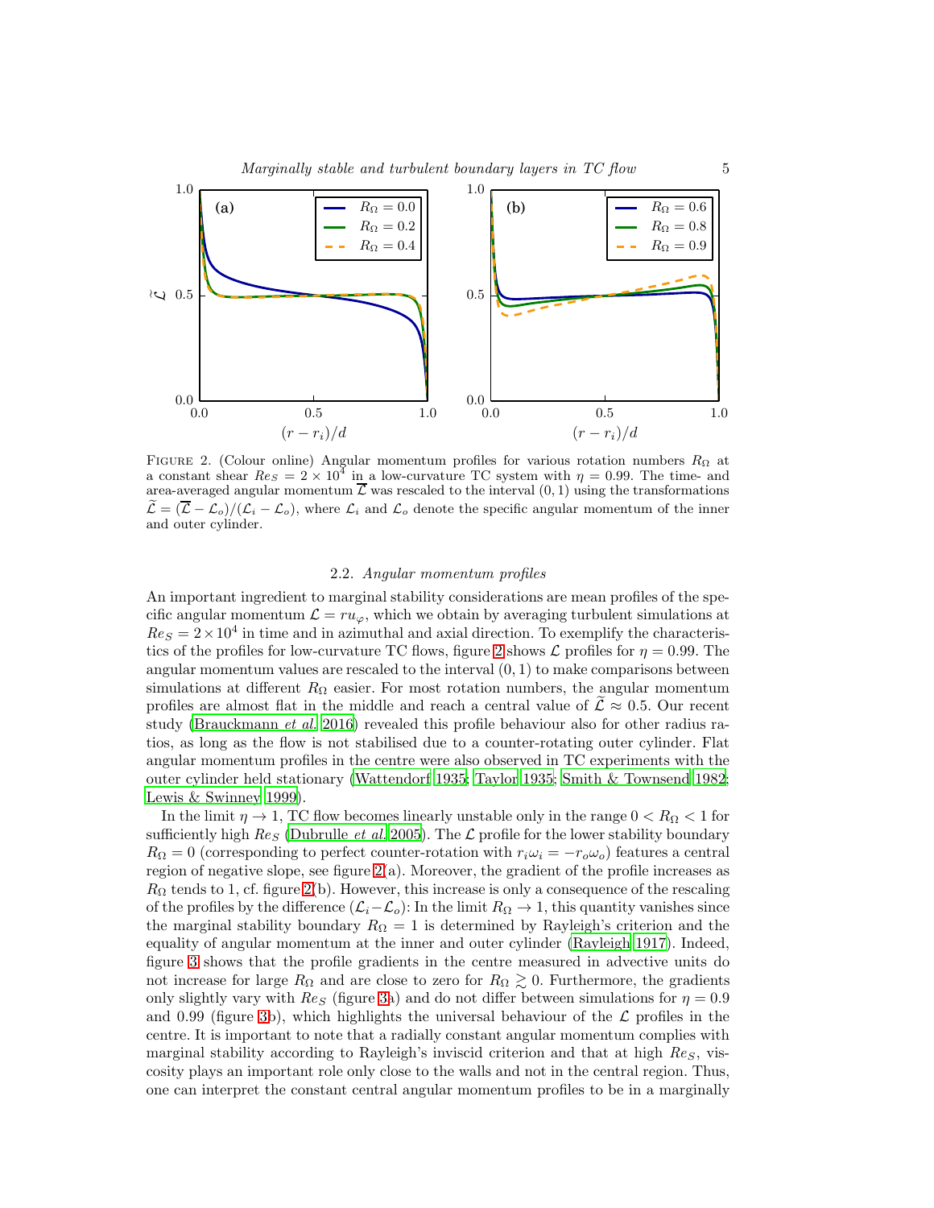FIGURE 2. (Colour online) Angular momentum profiles for various rotation numbers $R_\Omega$ at a constant shear $Re_S = 2\times10^4$ in a low-curvature TC system with $\eta = 0.99$. The time- and area-averaged angular momentum $\overline{\mathcal{L}}$ was rescaled to the interval $(0, 1)$ using the transformations $\widetilde{\mathcal{L}} = (\overline{\mathcal{L}} - \mathcal{L}_o)/(\mathcal{L}_i - \mathcal{L}_o)$, where $\mathcal{L}_i$ and $\mathcal{L}_o$ denote the specific angular momentum of the inner and outer cylinder.

### 2.2. *Angular momentum profiles*

An important ingredient to marginal stability considerations are mean profiles of the specific angular momentum $\mathcal{L} = ru_\varphi$, which we obtain by averaging turbulent simulations at $Re_S = 2\times10^4$ in time and in azimuthal and axial direction. To exemplify the characteristics of the profiles for low-curvature TC flows, figure 2 shows $\mathcal{L}$ profiles for $\eta = 0.99$. The angular momentum values are rescaled to the interval $(0, 1)$ to make comparisons between simulations at different $R_\Omega$ easier. For most rotation numbers, the angular momentum profiles are almost flat in the middle and reach a central value of $\widetilde{\mathcal{L}} \approx 0.5$. Our recent study (Brauckmann *et al.* 2016) revealed this profile behaviour also for other radius ratios, as long as the flow is not stabilised due to a counter-rotating outer cylinder. Flat angular momentum profiles in the centre were also observed in TC experiments with the outer cylinder held stationary (Wattendorf 1935; Taylor 1935; Smith & Townsend 1982; Lewis & Swinney 1999).

In the limit $\eta \to 1$, TC flow becomes linearly unstable only in the range $0 < R_\Omega < 1$ for sufficiently high $Re_S$ (Dubrulle *et al.* 2005). The $\mathcal{L}$ profile for the lower stability boundary $R_\Omega = 0$ (corresponding to perfect counter-rotation with $r_i\omega_i = -r_o\omega_o$) features a central region of negative slope, see figure 2(a). Moreover, the gradient of the profile increases as $R_\Omega$ tends to 1, cf. figure 2(b). However, this increase is only a consequence of the rescaling of the profiles by the difference $(\mathcal{L}_i - \mathcal{L}_o)$: In the limit $R_\Omega \to 1$, this quantity vanishes since the marginal stability boundary $R_\Omega = 1$ is determined by Rayleigh's criterion and the equality of angular momentum at the inner and outer cylinder (Rayleigh 1917). Indeed, figure 3 shows that the profile gradients in the centre measured in advective units do not increase for large $R_\Omega$ and are close to zero for $R_\Omega \gtrsim 0$. Furthermore, the gradients only slightly vary with $Re_S$ (figure 3a) and do not differ between simulations for $\eta = 0.9$ and 0.99 (figure 3b), which highlights the universal behaviour of the $\mathcal{L}$ profiles in the centre. It is important to note that a radially constant angular momentum complies with marginal stability according to Rayleigh's inviscid criterion and that at high $Re_S$, viscosity plays an important role only close to the walls and not in the central region. Thus, one can interpret the constant central angular momentum profiles to be in a marginally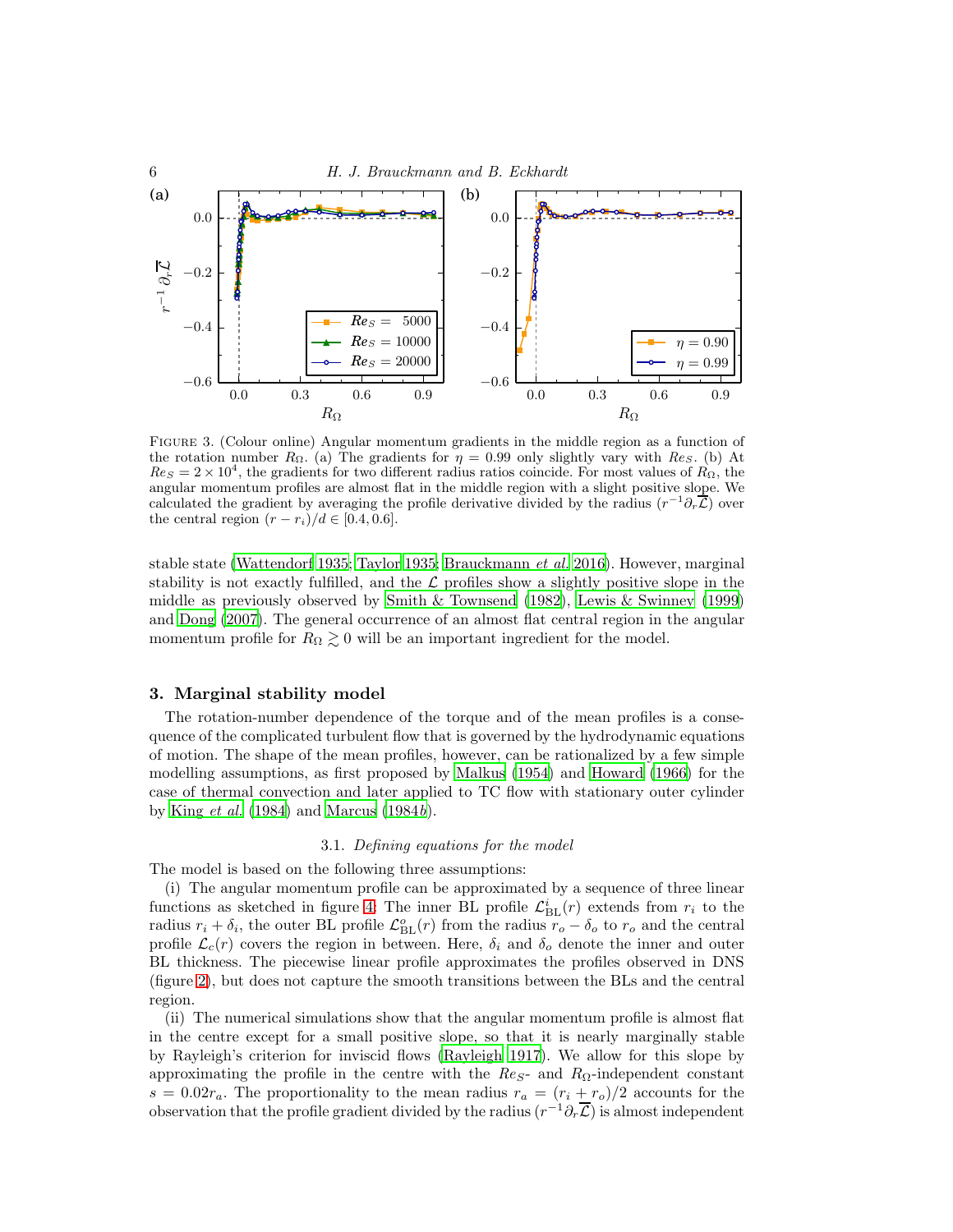FIGURE 3. (Colour online) Angular momentum gradients in the middle region as a function of the rotation number $R_\Omega$. (a) The gradients for $\eta = 0.99$ only slightly vary with $Re_S$. (b) At $Re_S = 2 \times 10^4$, the gradients for two different radius ratios coincide. For most values of $R_\Omega$, the angular momentum profiles are almost flat in the middle region with a slight positive slope. We calculated the gradient by averaging the profile derivative divided by the radius ($r^{-1}\partial_r \overline{\mathcal{L}}$) over the central region $(r - r_i)/d \in [0.4, 0.6]$.

stable state (Wattendorf 1935; Taylor 1935; Brauckmann *et al.* 2016). However, marginal stability is not exactly fulfilled, and the $\mathcal{L}$ profiles show a slightly positive slope in the middle as previously observed by Smith & Townsend (1982), Lewis & Swinney (1999) and Dong (2007). The general occurrence of an almost flat central region in the angular momentum profile for $R_\Omega \gtrsim 0$ will be an important ingredient for the model.

## 3. Marginal stability model

The rotation-number dependence of the torque and of the mean profiles is a consequence of the complicated turbulent flow that is governed by the hydrodynamic equations of motion. The shape of the mean profiles, however, can be rationalized by a few simple modelling assumptions, as first proposed by Malkus (1954) and Howard (1966) for the case of thermal convection and later applied to TC flow with stationary outer cylinder by King *et al.* (1984) and Marcus (1984*b*).

### 3.1. *Defining equations for the model*

The model is based on the following three assumptions:

(i) The angular momentum profile can be approximated by a sequence of three linear functions as sketched in figure 4: The inner BL profile $\mathcal{L}^i_{\mathrm{BL}}(r)$ extends from $r_i$ to the radius $r_i + \delta_i$, the outer BL profile $\mathcal{L}^o_{\mathrm{BL}}(r)$ from the radius $r_o - \delta_o$ to $r_o$ and the central profile $\mathcal{L}_c(r)$ covers the region in between. Here, $\delta_i$ and $\delta_o$ denote the inner and outer BL thickness. The piecewise linear profile approximates the profiles observed in DNS (figure 2), but does not capture the smooth transitions between the BLs and the central region.

(ii) The numerical simulations show that the angular momentum profile is almost flat in the centre except for a small positive slope, so that it is nearly marginally stable by Rayleigh's criterion for inviscid flows (Rayleigh 1917). We allow for this slope by approximating the profile in the centre with the $Re_S$- and $R_\Omega$-independent constant $s = 0.02 r_a$. The proportionality to the mean radius $r_a = (r_i + r_o)/2$ accounts for the observation that the profile gradient divided by the radius ($r^{-1}\partial_r \overline{\mathcal{L}}$) is almost independent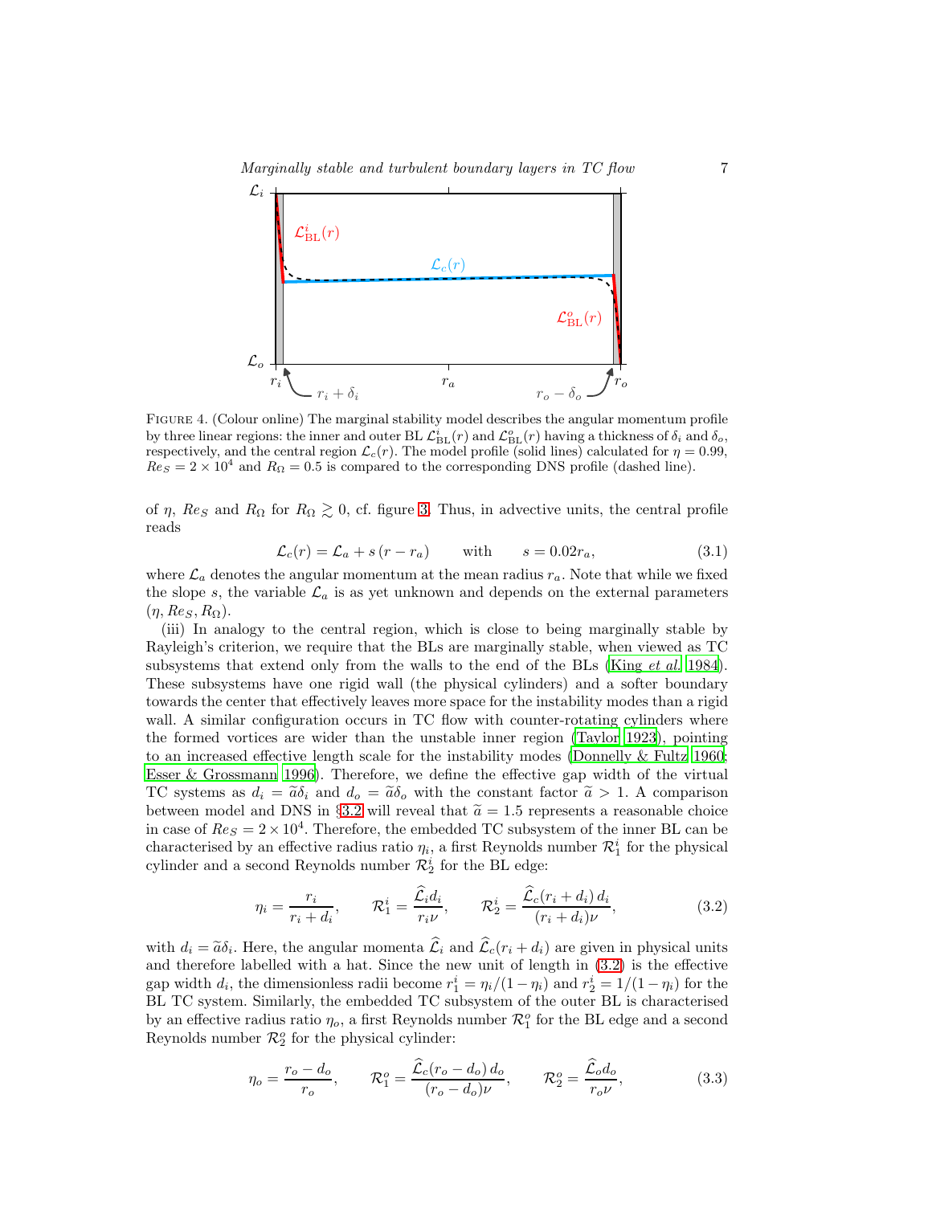FIGURE 4. (Colour online) The marginal stability model describes the angular momentum profile by three linear regions: the inner and outer BL $\mathcal{L}^i_{\mathrm{BL}}(r)$ and $\mathcal{L}^o_{\mathrm{BL}}(r)$ having a thickness of $\delta_i$ and $\delta_o$, respectively, and the central region $\mathcal{L}_c(r)$. The model profile (solid lines) calculated for $\eta = 0.99$, $Re_S = 2 \times 10^4$ and $R_\Omega = 0.5$ is compared to the corresponding DNS profile (dashed line).

of $\eta$, $Re_S$ and $R_\Omega$ for $R_\Omega \gtrsim 0$, cf. figure 3. Thus, in advective units, the central profile reads

$$\mathcal{L}_c(r) = \mathcal{L}_a + s\,(r - r_a) \qquad \text{with} \qquad s = 0.02 r_a, \tag{3.1}$$

where $\mathcal{L}_a$ denotes the angular momentum at the mean radius $r_a$. Note that while we fixed the slope $s$, the variable $\mathcal{L}_a$ is as yet unknown and depends on the external parameters $(\eta, Re_S, R_\Omega)$.

(iii) In analogy to the central region, which is close to being marginally stable by Rayleigh's criterion, we require that the BLs are marginally stable, when viewed as TC subsystems that extend only from the walls to the end of the BLs (King *et al.* 1984). These subsystems have one rigid wall (the physical cylinders) and a softer boundary towards the center that effectively leaves more space for the instability modes than a rigid wall. A similar configuration occurs in TC flow with counter-rotating cylinders where the formed vortices are wider than the unstable inner region (Taylor 1923), pointing to an increased effective length scale for the instability modes (Donnelly & Fultz 1960; Esser & Grossmann 1996). Therefore, we define the effective gap width of the virtual TC systems as $d_i = \widetilde{a}\delta_i$ and $d_o = \widetilde{a}\delta_o$ with the constant factor $\widetilde{a} > 1$. A comparison between model and DNS in §3.2 will reveal that $\widetilde{a} = 1.5$ represents a reasonable choice in case of $Re_S = 2 \times 10^4$. Therefore, the embedded TC subsystem of the inner BL can be characterised by an effective radius ratio $\eta_i$, a first Reynolds number $\mathcal{R}^i_1$ for the physical cylinder and a second Reynolds number $\mathcal{R}^i_2$ for the BL edge:

$$\eta_i = \frac{r_i}{r_i + d_i}, \qquad \mathcal{R}^i_1 = \frac{\widehat{\mathcal{L}}_i d_i}{r_i \nu}, \qquad \mathcal{R}^i_2 = \frac{\widehat{\mathcal{L}}_c(r_i + d_i)\, d_i}{(r_i + d_i)\nu}, \tag{3.2}$$

with $d_i = \widetilde{a}\delta_i$. Here, the angular momenta $\widehat{\mathcal{L}}_i$ and $\widehat{\mathcal{L}}_c(r_i + d_i)$ are given in physical units and therefore labelled with a hat. Since the new unit of length in (3.2) is the effective gap width $d_i$, the dimensionless radii become $r^i_1 = \eta_i/(1 - \eta_i)$ and $r^i_2 = 1/(1 - \eta_i)$ for the BL TC system. Similarly, the embedded TC subsystem of the outer BL is characterised by an effective radius ratio $\eta_o$, a first Reynolds number $\mathcal{R}^o_1$ for the BL edge and a second Reynolds number $\mathcal{R}^o_2$ for the physical cylinder:

$$\eta_o = \frac{r_o - d_o}{r_o}, \qquad \mathcal{R}^o_1 = \frac{\widehat{\mathcal{L}}_c(r_o - d_o)\, d_o}{(r_o - d_o)\nu}, \qquad \mathcal{R}^o_2 = \frac{\widehat{\mathcal{L}}_o d_o}{r_o \nu}, \tag{3.3}$$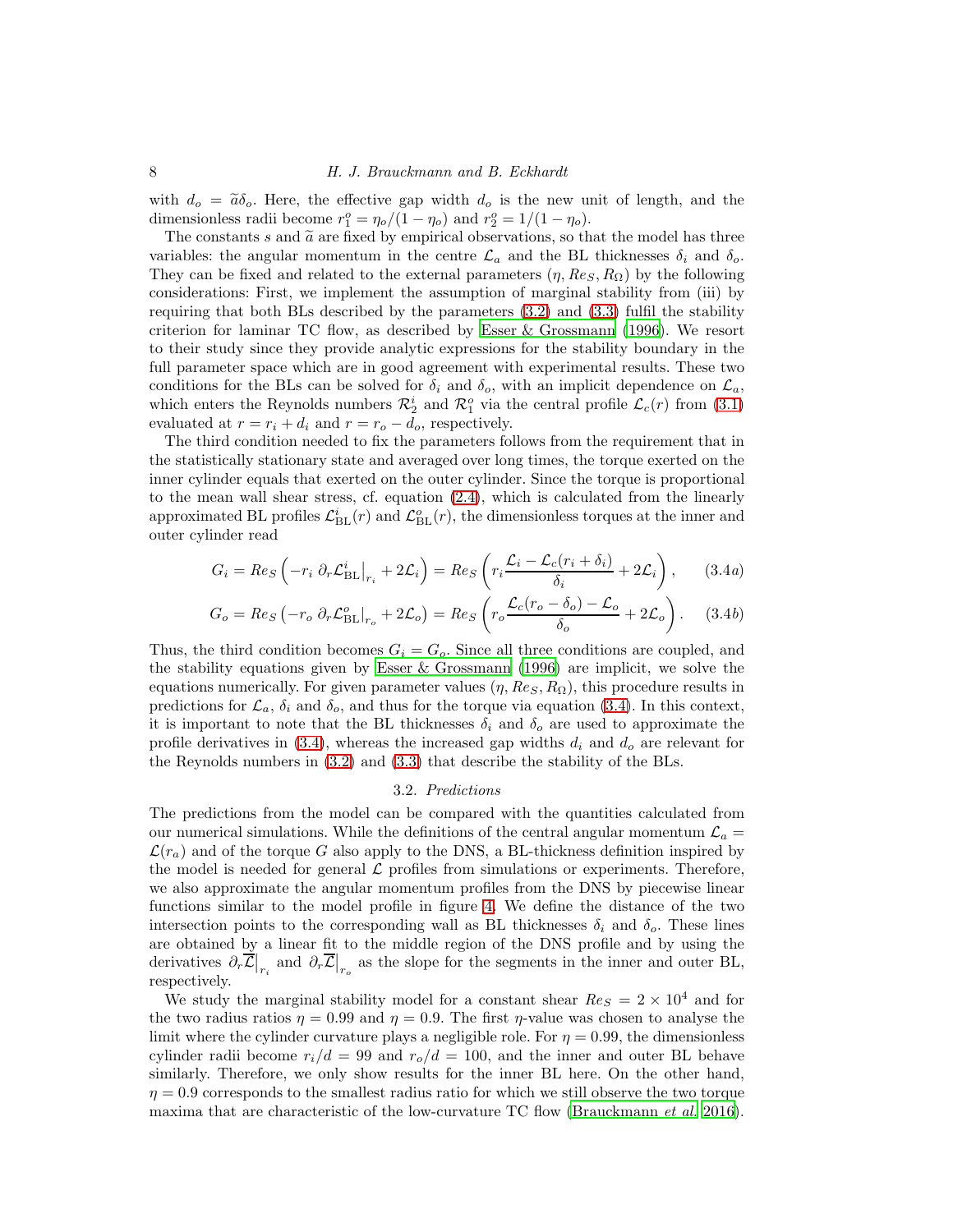with $d_o = \widetilde{a}\delta_o$. Here, the effective gap width $d_o$ is the new unit of length, and the dimensionless radii become $r_1^o = \eta_o/(1-\eta_o)$ and $r_2^o = 1/(1-\eta_o)$.

The constants $s$ and $\widetilde{a}$ are fixed by empirical observations, so that the model has three variables: the angular momentum in the centre $\mathcal{L}_a$ and the BL thicknesses $\delta_i$ and $\delta_o$. They can be fixed and related to the external parameters $(\eta, Re_S, R_\Omega)$ by the following considerations: First, we implement the assumption of marginal stability from (iii) by requiring that both BLs described by the parameters (3.2) and (3.3) fulfil the stability criterion for laminar TC flow, as described by Esser & Grossmann (1996). We resort to their study since they provide analytic expressions for the stability boundary in the full parameter space which are in good agreement with experimental results. These two conditions for the BLs can be solved for $\delta_i$ and $\delta_o$, with an implicit dependence on $\mathcal{L}_a$, which enters the Reynolds numbers $\mathcal{R}_2^i$ and $\mathcal{R}_1^o$ via the central profile $\mathcal{L}_c(r)$ from (3.1) evaluated at $r = r_i + d_i$ and $r = r_o - d_o$, respectively.

The third condition needed to fix the parameters follows from the requirement that in the statistically stationary state and averaged over long times, the torque exerted on the inner cylinder equals that exerted on the outer cylinder. Since the torque is proportional to the mean wall shear stress, cf. equation (2.4), which is calculated from the linearly approximated BL profiles $\mathcal{L}_{\mathrm{BL}}^i(r)$ and $\mathcal{L}_{\mathrm{BL}}^o(r)$, the dimensionless torques at the inner and outer cylinder read

$$G_i = Re_S \left( -r_i \, \partial_r \mathcal{L}_{\mathrm{BL}}^i \big|_{r_i} + 2\mathcal{L}_i \right) = Re_S \left( r_i \frac{\mathcal{L}_i - \mathcal{L}_c(r_i + \delta_i)}{\delta_i} + 2\mathcal{L}_i \right), \qquad (3.4a)$$

$$G_o = Re_S \left( -r_o \, \partial_r \mathcal{L}_{\mathrm{BL}}^o \big|_{r_o} + 2\mathcal{L}_o \right) = Re_S \left( r_o \frac{\mathcal{L}_c(r_o - \delta_o) - \mathcal{L}_o}{\delta_o} + 2\mathcal{L}_o \right). \qquad (3.4b)$$

Thus, the third condition becomes $G_i = G_o$. Since all three conditions are coupled, and the stability equations given by Esser & Grossmann (1996) are implicit, we solve the equations numerically. For given parameter values $(\eta, Re_S, R_\Omega)$, this procedure results in predictions for $\mathcal{L}_a$, $\delta_i$ and $\delta_o$, and thus for the torque via equation (3.4). In this context, it is important to note that the BL thicknesses $\delta_i$ and $\delta_o$ are used to approximate the profile derivatives in (3.4), whereas the increased gap widths $d_i$ and $d_o$ are relevant for the Reynolds numbers in (3.2) and (3.3) that describe the stability of the BLs.

### 3.2. *Predictions*

The predictions from the model can be compared with the quantities calculated from our numerical simulations. While the definitions of the central angular momentum $\mathcal{L}_a = \mathcal{L}(r_a)$ and of the torque $G$ also apply to the DNS, a BL-thickness definition inspired by the model is needed for general $\mathcal{L}$ profiles from simulations or experiments. Therefore, we also approximate the angular momentum profiles from the DNS by piecewise linear functions similar to the model profile in figure 4. We define the distance of the two intersection points to the corresponding wall as BL thicknesses $\delta_i$ and $\delta_o$. These lines are obtained by a linear fit to the middle region of the DNS profile and by using the derivatives $\partial_r \overline{\mathcal{L}}\big|_{r_i}$ and $\partial_r \overline{\mathcal{L}}\big|_{r_o}$ as the slope for the segments in the inner and outer BL, respectively.

We study the marginal stability model for a constant shear $Re_S = 2 \times 10^4$ and for the two radius ratios $\eta = 0.99$ and $\eta = 0.9$. The first $\eta$-value was chosen to analyse the limit where the cylinder curvature plays a negligible role. For $\eta = 0.99$, the dimensionless cylinder radii become $r_i/d = 99$ and $r_o/d = 100$, and the inner and outer BL behave similarly. Therefore, we only show results for the inner BL here. On the other hand, $\eta = 0.9$ corresponds to the smallest radius ratio for which we still observe the two torque maxima that are characteristic of the low-curvature TC flow (Brauckmann *et al.* 2016).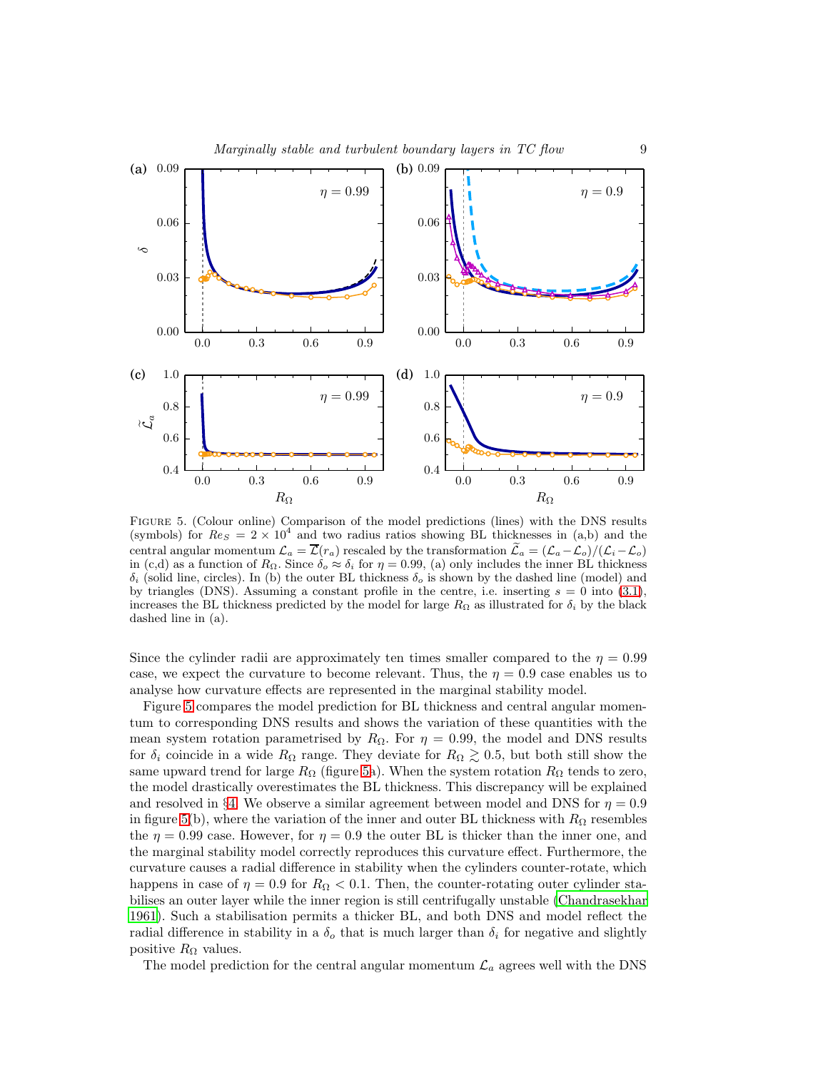FIGURE 5. (Colour online) Comparison of the model predictions (lines) with the DNS results (symbols) for $Re_S = 2 \times 10^4$ and two radius ratios showing BL thicknesses in (a,b) and the central angular momentum $\mathcal{L}_a = \overline{\mathcal{L}}(r_a)$ rescaled by the transformation $\widetilde{\mathcal{L}}_a = (\mathcal{L}_a - \mathcal{L}_o)/(\mathcal{L}_i - \mathcal{L}_o)$ in (c,d) as a function of $R_\Omega$. Since $\delta_o \approx \delta_i$ for $\eta = 0.99$, (a) only includes the inner BL thickness $\delta_i$ (solid line, circles). In (b) the outer BL thickness $\delta_o$ is shown by the dashed line (model) and by triangles (DNS). Assuming a constant profile in the centre, i.e. inserting $s = 0$ into (3.1), increases the BL thickness predicted by the model for large $R_\Omega$ as illustrated for $\delta_i$ by the black dashed line in (a).

Since the cylinder radii are approximately ten times smaller compared to the $\eta = 0.99$ case, we expect the curvature to become relevant. Thus, the $\eta = 0.9$ case enables us to analyse how curvature effects are represented in the marginal stability model.

Figure 5 compares the model prediction for BL thickness and central angular momentum to corresponding DNS results and shows the variation of these quantities with the mean system rotation parametrised by $R_\Omega$. For $\eta = 0.99$, the model and DNS results for $\delta_i$ coincide in a wide $R_\Omega$ range. They deviate for $R_\Omega \gtrsim 0.5$, but both still show the same upward trend for large $R_\Omega$ (figure 5a). When the system rotation $R_\Omega$ tends to zero, the model drastically overestimates the BL thickness. This discrepancy will be explained and resolved in §4. We observe a similar agreement between model and DNS for $\eta = 0.9$ in figure 5(b), where the variation of the inner and outer BL thickness with $R_\Omega$ resembles the $\eta = 0.99$ case. However, for $\eta = 0.9$ the outer BL is thicker than the inner one, and the marginal stability model correctly reproduces this curvature effect. Furthermore, the curvature causes a radial difference in stability when the cylinders counter-rotate, which happens in case of $\eta = 0.9$ for $R_\Omega < 0.1$. Then, the counter-rotating outer cylinder stabilises an outer layer while the inner region is still centrifugally unstable (Chandrasekhar 1961). Such a stabilisation permits a thicker BL, and both DNS and model reflect the radial difference in stability in a $\delta_o$ that is much larger than $\delta_i$ for negative and slightly positive $R_\Omega$ values.

The model prediction for the central angular momentum $\mathcal{L}_a$ agrees well with the DNS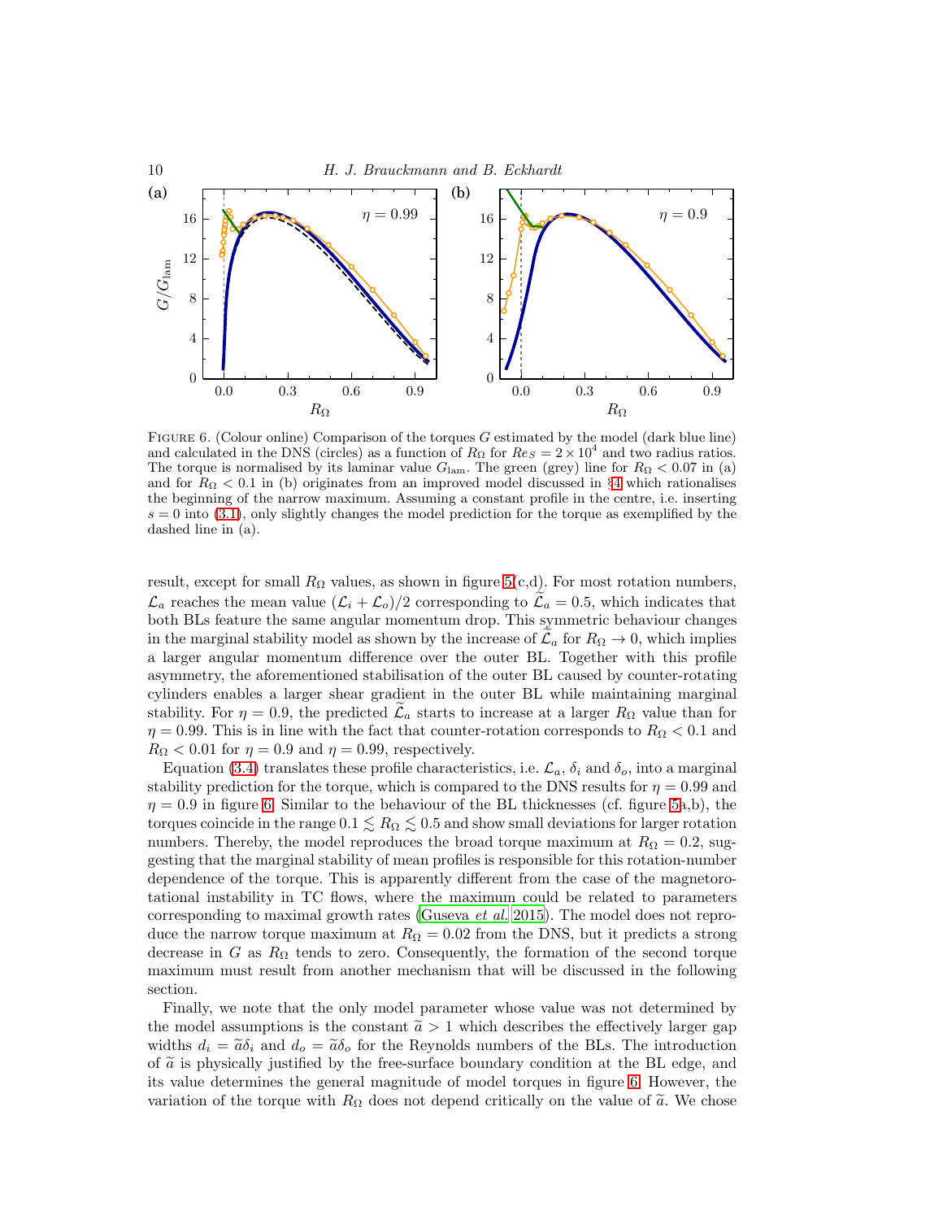FIGURE 6. (Colour online) Comparison of the torques $G$ estimated by the model (dark blue line) and calculated in the DNS (circles) as a function of $R_\Omega$ for $Re_S = 2\times10^4$ and two radius ratios. The torque is normalised by its laminar value $G_{\rm lam}$. The green (grey) line for $R_\Omega < 0.07$ in (a) and for $R_\Omega < 0.1$ in (b) originates from an improved model discussed in §4 which rationalises the beginning of the narrow maximum. Assuming a constant profile in the centre, i.e. inserting $s = 0$ into (3.1), only slightly changes the model prediction for the torque as exemplified by the dashed line in (a).

result, except for small $R_\Omega$ values, as shown in figure 5(c,d). For most rotation numbers, $\mathcal{L}_a$ reaches the mean value $(\mathcal{L}_i + \mathcal{L}_o)/2$ corresponding to $\widetilde{\mathcal{L}}_a = 0.5$, which indicates that both BLs feature the same angular momentum drop. This symmetric behaviour changes in the marginal stability model as shown by the increase of $\widetilde{\mathcal{L}}_a$ for $R_\Omega \to 0$, which implies a larger angular momentum difference over the outer BL. Together with this profile asymmetry, the aforementioned stabilisation of the outer BL caused by counter-rotating cylinders enables a larger shear gradient in the outer BL while maintaining marginal stability. For $\eta = 0.9$, the predicted $\widetilde{\mathcal{L}}_a$ starts to increase at a larger $R_\Omega$ value than for $\eta = 0.99$. This is in line with the fact that counter-rotation corresponds to $R_\Omega < 0.1$ and $R_\Omega < 0.01$ for $\eta = 0.9$ and $\eta = 0.99$, respectively.

Equation (3.4) translates these profile characteristics, i.e. $\mathcal{L}_a$, $\delta_i$ and $\delta_o$, into a marginal stability prediction for the torque, which is compared to the DNS results for $\eta = 0.99$ and $\eta = 0.9$ in figure 6. Similar to the behaviour of the BL thicknesses (cf. figure 5a,b), the torques coincide in the range $0.1 \lesssim R_\Omega \lesssim 0.5$ and show small deviations for larger rotation numbers. Thereby, the model reproduces the broad torque maximum at $R_\Omega = 0.2$, suggesting that the marginal stability of mean profiles is responsible for this rotation-number dependence of the torque. This is apparently different from the case of the magnetorotational instability in TC flows, where the maximum could be related to parameters corresponding to maximal growth rates (Guseva *et al.* 2015). The model does not reproduce the narrow torque maximum at $R_\Omega = 0.02$ from the DNS, but it predicts a strong decrease in $G$ as $R_\Omega$ tends to zero. Consequently, the formation of the second torque maximum must result from another mechanism that will be discussed in the following section.

Finally, we note that the only model parameter whose value was not determined by the model assumptions is the constant $\widetilde{a} > 1$ which describes the effectively larger gap widths $d_i = \widetilde{a}\delta_i$ and $d_o = \widetilde{a}\delta_o$ for the Reynolds numbers of the BLs. The introduction of $\widetilde{a}$ is physically justified by the free-surface boundary condition at the BL edge, and its value determines the general magnitude of model torques in figure 6. However, the variation of the torque with $R_\Omega$ does not depend critically on the value of $\widetilde{a}$. We chose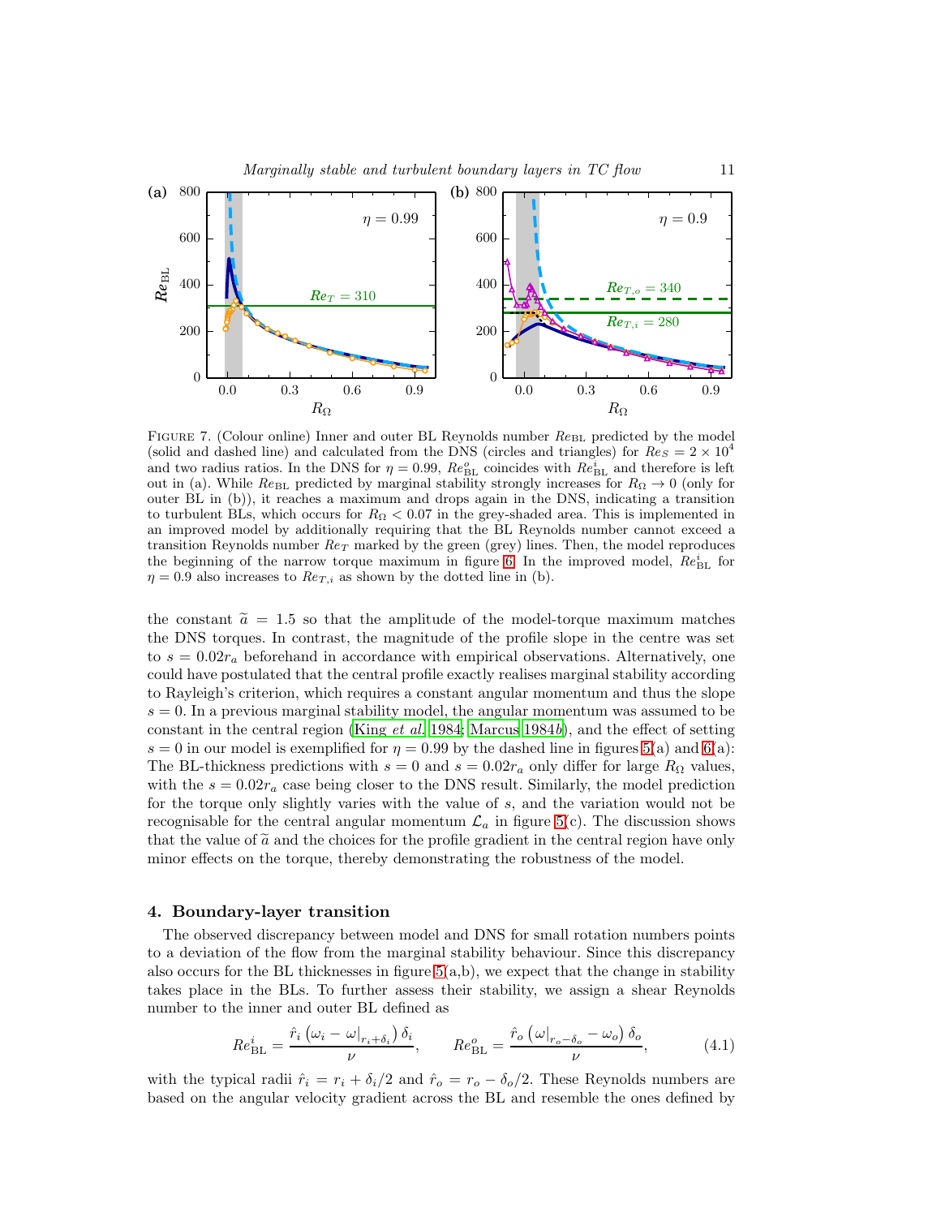FIGURE 7. (Colour online) Inner and outer BL Reynolds number $Re_{\rm BL}$ predicted by the model (solid and dashed line) and calculated from the DNS (circles and triangles) for $Re_S = 2 \times 10^4$ and two radius ratios. In the DNS for $\eta = 0.99$, $Re^o_{\rm BL}$ coincides with $Re^i_{\rm BL}$ and therefore is left out in (a). While $Re_{\rm BL}$ predicted by marginal stability strongly increases for $R_\Omega \to 0$ (only for outer BL in (b)), it reaches a maximum and drops again in the DNS, indicating a transition to turbulent BLs, which occurs for $R_\Omega < 0.07$ in the grey-shaded area. This is implemented in an improved model by additionally requiring that the BL Reynolds number cannot exceed a transition Reynolds number $Re_T$ marked by the green (grey) lines. Then, the model reproduces the beginning of the narrow torque maximum in figure 6. In the improved model, $Re^i_{\rm BL}$ for $\eta = 0.9$ also increases to $Re_{T,i}$ as shown by the dotted line in (b).

the constant $\widetilde{a} = 1.5$ so that the amplitude of the model-torque maximum matches the DNS torques. In contrast, the magnitude of the profile slope in the centre was set to $s = 0.02r_a$ beforehand in accordance with empirical observations. Alternatively, one could have postulated that the central profile exactly realises marginal stability according to Rayleigh's criterion, which requires a constant angular momentum and thus the slope $s = 0$. In a previous marginal stability model, the angular momentum was assumed to be constant in the central region (King *et al.* 1984; Marcus 1984*b*), and the effect of setting $s = 0$ in our model is exemplified for $\eta = 0.99$ by the dashed line in figures 5(a) and 6(a): The BL-thickness predictions with $s = 0$ and $s = 0.02r_a$ only differ for large $R_\Omega$ values, with the $s = 0.02r_a$ case being closer to the DNS result. Similarly, the model prediction for the torque only slightly varies with the value of $s$, and the variation would not be recognisable for the central angular momentum $\mathcal{L}_a$ in figure 5(c). The discussion shows that the value of $\widetilde{a}$ and the choices for the profile gradient in the central region have only minor effects on the torque, thereby demonstrating the robustness of the model.

## 4. Boundary-layer transition

The observed discrepancy between model and DNS for small rotation numbers points to a deviation of the flow from the marginal stability behaviour. Since this discrepancy also occurs for the BL thicknesses in figure 5(a,b), we expect that the change in stability takes place in the BLs. To further assess their stability, we assign a shear Reynolds number to the inner and outer BL defined as

$$Re^i_{\rm BL} = \frac{\hat{r}_i \left(\omega_i - \omega|_{r_i+\delta_i}\right)\delta_i}{\nu}, \qquad Re^o_{\rm BL} = \frac{\hat{r}_o \left(\omega|_{r_o-\delta_o} - \omega_o\right)\delta_o}{\nu}, \tag{4.1}$$

with the typical radii $\hat{r}_i = r_i + \delta_i/2$ and $\hat{r}_o = r_o - \delta_o/2$. These Reynolds numbers are based on the angular velocity gradient across the BL and resemble the ones defined by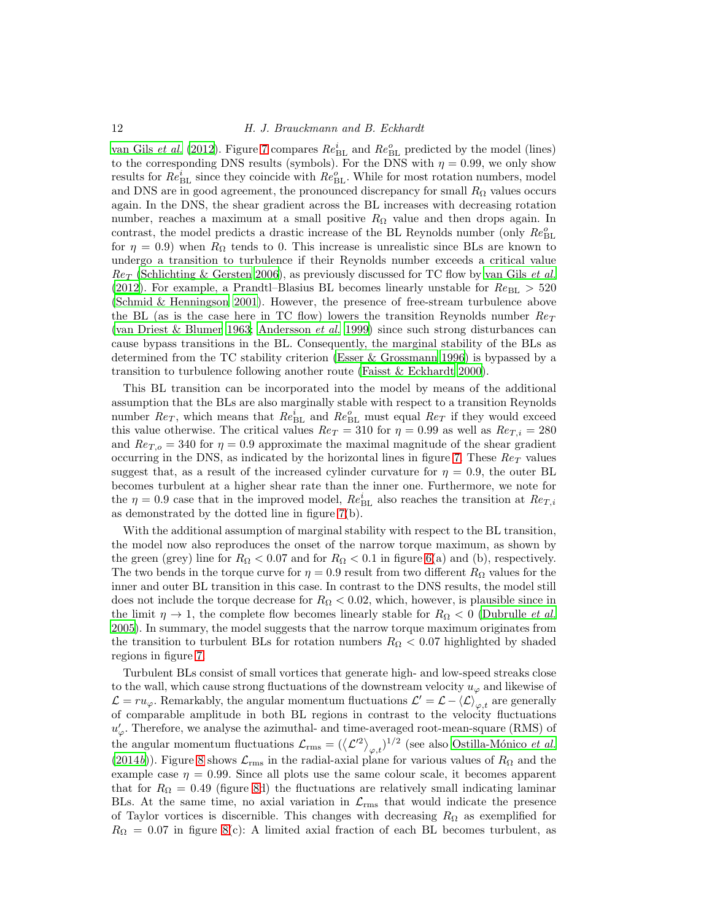van Gils *et al.* (2012). Figure 7 compares $Re_{\rm BL}^i$ and $Re_{\rm BL}^o$ predicted by the model (lines) to the corresponding DNS results (symbols). For the DNS with $\eta = 0.99$, we only show results for $Re_{\rm BL}^i$ since they coincide with $Re_{\rm BL}^o$. While for most rotation numbers, model and DNS are in good agreement, the pronounced discrepancy for small $R_\Omega$ values occurs again. In the DNS, the shear gradient across the BL increases with decreasing rotation number, reaches a maximum at a small positive $R_\Omega$ value and then drops again. In contrast, the model predicts a drastic increase of the BL Reynolds number (only $Re_{\rm BL}^o$ for $\eta = 0.9$) when $R_\Omega$ tends to 0. This increase is unrealistic since BLs are known to undergo a transition to turbulence if their Reynolds number exceeds a critical value $Re_T$ (Schlichting & Gersten 2006), as previously discussed for TC flow by van Gils *et al.* (2012). For example, a Prandtl–Blasius BL becomes linearly unstable for $Re_{\rm BL} > 520$ (Schmid & Henningson 2001). However, the presence of free-stream turbulence above the BL (as is the case here in TC flow) lowers the transition Reynolds number $Re_T$ (van Driest & Blumer 1963; Andersson *et al.* 1999) since such strong disturbances can cause bypass transitions in the BL. Consequently, the marginal stability of the BLs as determined from the TC stability criterion (Esser & Grossmann 1996) is bypassed by a transition to turbulence following another route (Faisst & Eckhardt 2000).

This BL transition can be incorporated into the model by means of the additional assumption that the BLs are also marginally stable with respect to a transition Reynolds number $Re_T$, which means that $Re_{\rm BL}^i$ and $Re_{\rm BL}^o$ must equal $Re_T$ if they would exceed this value otherwise. The critical values $Re_T = 310$ for $\eta = 0.99$ as well as $Re_{T,i} = 280$ and $Re_{T,o} = 340$ for $\eta = 0.9$ approximate the maximal magnitude of the shear gradient occurring in the DNS, as indicated by the horizontal lines in figure 7. These $Re_T$ values suggest that, as a result of the increased cylinder curvature for $\eta = 0.9$, the outer BL becomes turbulent at a higher shear rate than the inner one. Furthermore, we note for the $\eta = 0.9$ case that in the improved model, $Re_{\rm BL}^i$ also reaches the transition at $Re_{T,i}$ as demonstrated by the dotted line in figure 7(b).

With the additional assumption of marginal stability with respect to the BL transition, the model now also reproduces the onset of the narrow torque maximum, as shown by the green (grey) line for $R_\Omega < 0.07$ and for $R_\Omega < 0.1$ in figure 6(a) and (b), respectively. The two bends in the torque curve for $\eta = 0.9$ result from two different $R_\Omega$ values for the inner and outer BL transition in this case. In contrast to the DNS results, the model still does not include the torque decrease for $R_\Omega < 0.02$, which, however, is plausible since in the limit $\eta \to 1$, the complete flow becomes linearly stable for $R_\Omega < 0$ (Dubrulle *et al.* 2005). In summary, the model suggests that the narrow torque maximum originates from the transition to turbulent BLs for rotation numbers $R_\Omega < 0.07$ highlighted by shaded regions in figure 7.

Turbulent BLs consist of small vortices that generate high- and low-speed streaks close to the wall, which cause strong fluctuations of the downstream velocity $u_\varphi$ and likewise of $\mathcal{L} = r u_\varphi$. Remarkably, the angular momentum fluctuations $\mathcal{L}' = \mathcal{L} - \langle \mathcal{L} \rangle_{\varphi,t}$ are generally of comparable amplitude in both BL regions in contrast to the velocity fluctuations $u_\varphi'$. Therefore, we analyse the azimuthal- and time-averaged root-mean-square (RMS) of the angular momentum fluctuations $\mathcal{L}_{\rm rms} = (\langle \mathcal{L}'^2 \rangle_{\varphi,t})^{1/2}$ (see also Ostilla-Mónico *et al.* (2014*b*)). Figure 8 shows $\mathcal{L}_{\rm rms}$ in the radial-axial plane for various values of $R_\Omega$ and the example case $\eta = 0.99$. Since all plots use the same colour scale, it becomes apparent that for $R_\Omega = 0.49$ (figure 8d) the fluctuations are relatively small indicating laminar BLs. At the same time, no axial variation in $\mathcal{L}_{\rm rms}$ that would indicate the presence of Taylor vortices is discernible. This changes with decreasing $R_\Omega$ as exemplified for $R_\Omega = 0.07$ in figure 8(c): A limited axial fraction of each BL becomes turbulent, as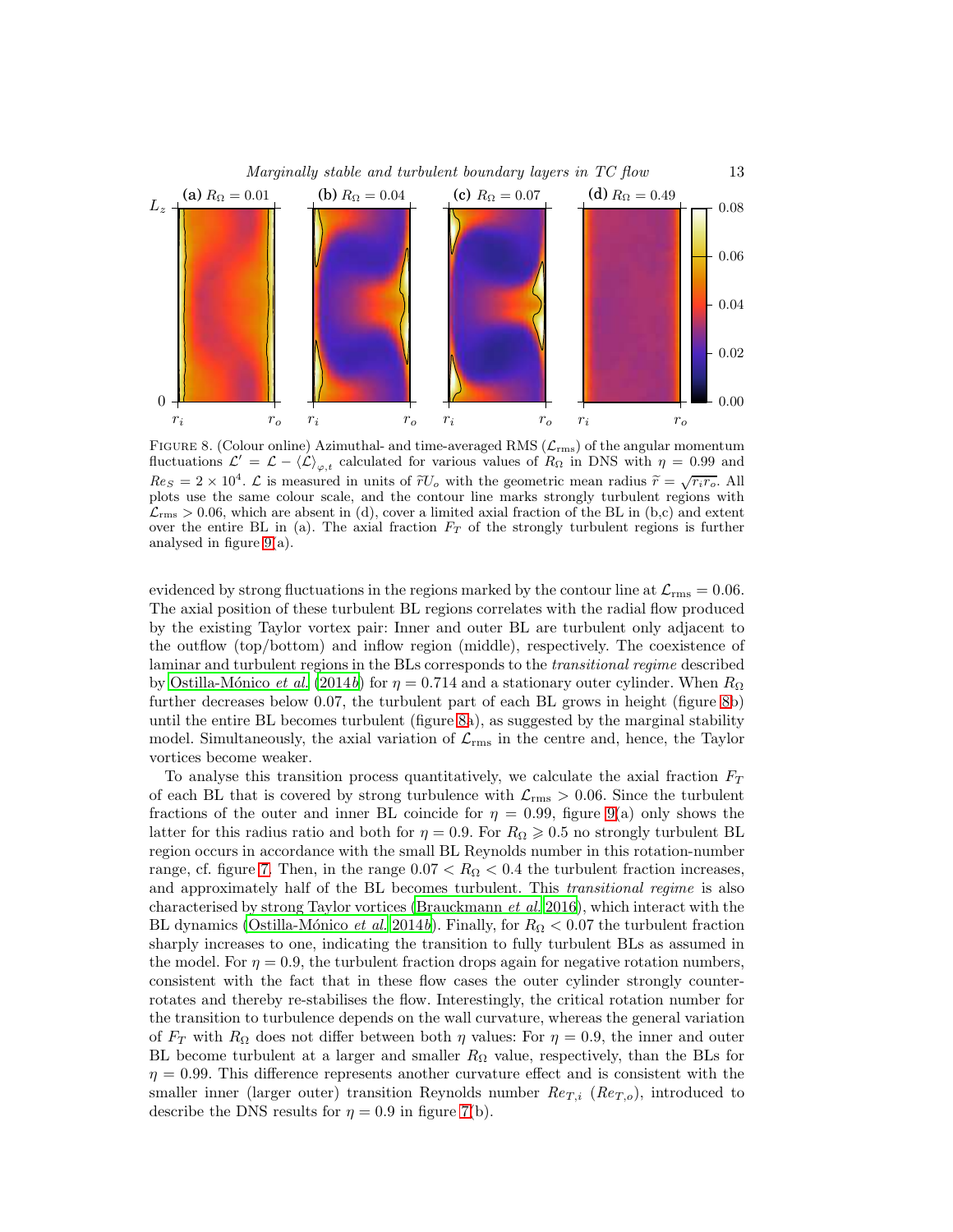FIGURE 8. (Colour online) Azimuthal- and time-averaged RMS ($\mathcal{L}_{\rm rms}$) of the angular momentum fluctuations $\mathcal{L}' = \mathcal{L} - \langle \mathcal{L} \rangle_{\varphi,t}$ calculated for various values of $R_\Omega$ in DNS with $\eta = 0.99$ and $Re_S = 2 \times 10^4$. $\mathcal{L}$ is measured in units of $\widetilde{r} U_o$ with the geometric mean radius $\widetilde{r} = \sqrt{r_i r_o}$. All plots use the same colour scale, and the contour line marks strongly turbulent regions with $\mathcal{L}_{\rm rms} > 0.06$, which are absent in (d), cover a limited axial fraction of the BL in (b,c) and extent over the entire BL in (a). The axial fraction $F_T$ of the strongly turbulent regions is further analysed in figure 9(a).

evidenced by strong fluctuations in the regions marked by the contour line at $\mathcal{L}_{\rm rms} = 0.06$. The axial position of these turbulent BL regions correlates with the radial flow produced by the existing Taylor vortex pair: Inner and outer BL are turbulent only adjacent to the outflow (top/bottom) and inflow region (middle), respectively. The coexistence of laminar and turbulent regions in the BLs corresponds to the *transitional regime* described by Ostilla-Mónico *et al.* (2014*b*) for $\eta = 0.714$ and a stationary outer cylinder. When $R_\Omega$ further decreases below 0.07, the turbulent part of each BL grows in height (figure 8b) until the entire BL becomes turbulent (figure 8a), as suggested by the marginal stability model. Simultaneously, the axial variation of $\mathcal{L}_{\rm rms}$ in the centre and, hence, the Taylor vortices become weaker.

To analyse this transition process quantitatively, we calculate the axial fraction $F_T$ of each BL that is covered by strong turbulence with $\mathcal{L}_{\rm rms} > 0.06$. Since the turbulent fractions of the outer and inner BL coincide for $\eta = 0.99$, figure 9(a) only shows the latter for this radius ratio and both for $\eta = 0.9$. For $R_\Omega \geqslant 0.5$ no strongly turbulent BL region occurs in accordance with the small BL Reynolds number in this rotation-number range, cf. figure 7. Then, in the range $0.07 < R_\Omega < 0.4$ the turbulent fraction increases, and approximately half of the BL becomes turbulent. This *transitional regime* is also characterised by strong Taylor vortices (Brauckmann *et al.* 2016), which interact with the BL dynamics (Ostilla-Mónico *et al.* 2014*b*). Finally, for $R_\Omega < 0.07$ the turbulent fraction sharply increases to one, indicating the transition to fully turbulent BLs as assumed in the model. For $\eta = 0.9$, the turbulent fraction drops again for negative rotation numbers, consistent with the fact that in these flow cases the outer cylinder strongly counter-rotates and thereby re-stabilises the flow. Interestingly, the critical rotation number for the transition to turbulence depends on the wall curvature, whereas the general variation of $F_T$ with $R_\Omega$ does not differ between both $\eta$ values: For $\eta = 0.9$, the inner and outer BL become turbulent at a larger and smaller $R_\Omega$ value, respectively, than the BLs for $\eta = 0.99$. This difference represents another curvature effect and is consistent with the smaller inner (larger outer) transition Reynolds number $Re_{T,i}$ ($Re_{T,o}$), introduced to describe the DNS results for $\eta = 0.9$ in figure 7(b).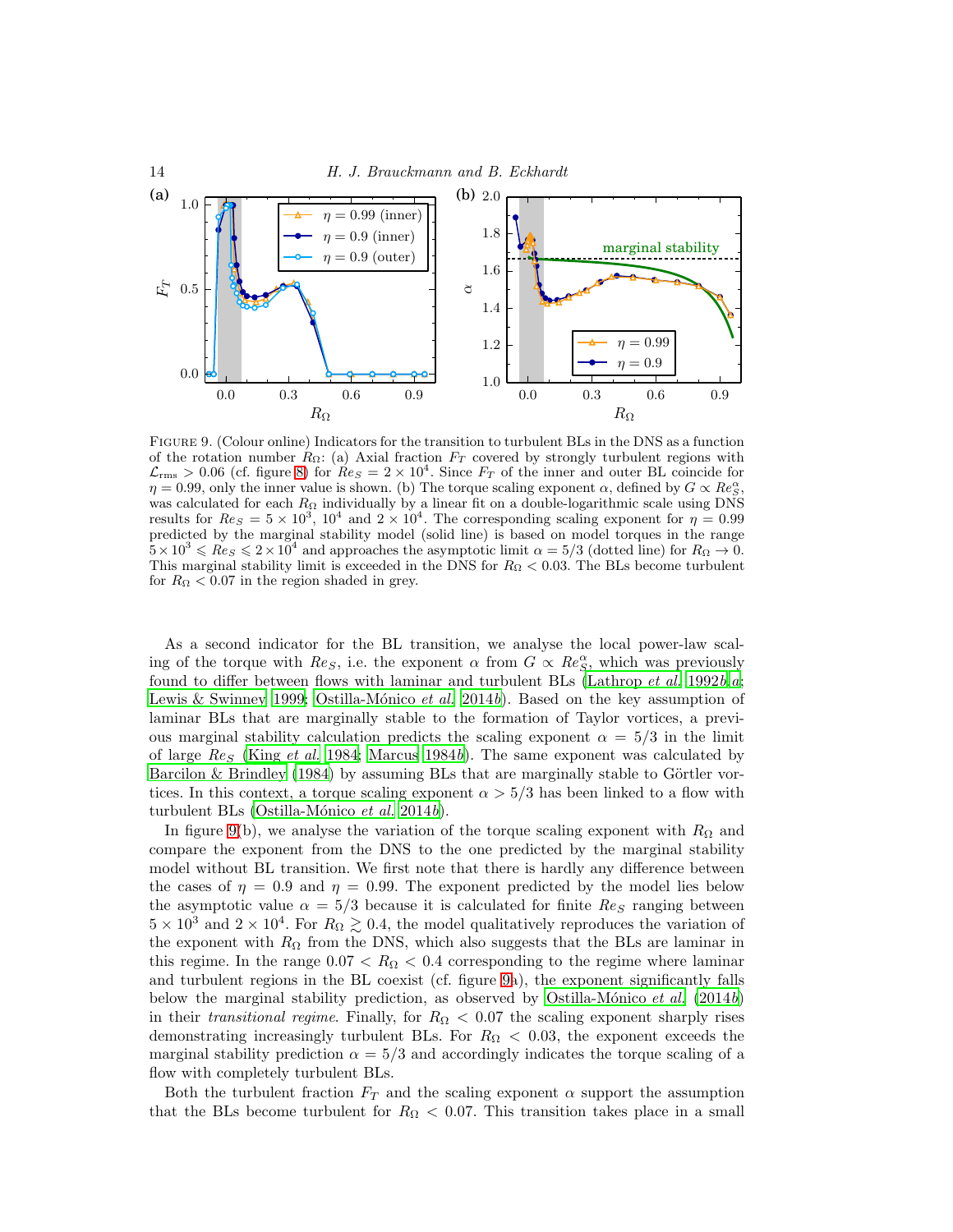Figure 9. (Colour online) Indicators for the transition to turbulent BLs in the DNS as a function of the rotation number $R_\Omega$: (a) Axial fraction $F_T$ covered by strongly turbulent regions with $\mathcal{L}_{\rm rms} > 0.06$ (cf. figure 8) for $Re_S = 2 \times 10^4$. Since $F_T$ of the inner and outer BL coincide for $\eta = 0.99$, only the inner value is shown. (b) The torque scaling exponent $\alpha$, defined by $G \propto Re_S^\alpha$, was calculated for each $R_\Omega$ individually by a linear fit on a double-logarithmic scale using DNS results for $Re_S = 5 \times 10^3$, $10^4$ and $2 \times 10^4$. The corresponding scaling exponent for $\eta = 0.99$ predicted by the marginal stability model (solid line) is based on model torques in the range $5 \times 10^3 \leqslant Re_S \leqslant 2 \times 10^4$ and approaches the asymptotic limit $\alpha = 5/3$ (dotted line) for $R_\Omega \to 0$. This marginal stability limit is exceeded in the DNS for $R_\Omega < 0.03$. The BLs become turbulent for $R_\Omega < 0.07$ in the region shaded in grey.

As a second indicator for the BL transition, we analyse the local power-law scaling of the torque with $Re_S$, i.e. the exponent $\alpha$ from $G \propto Re_S^\alpha$, which was previously found to differ between flows with laminar and turbulent BLs (Lathrop *et al.* 1992*b*,*a*; Lewis & Swinney 1999; Ostilla-Mónico *et al.* 2014*b*). Based on the key assumption of laminar BLs that are marginally stable to the formation of Taylor vortices, a previous marginal stability calculation predicts the scaling exponent $\alpha = 5/3$ in the limit of large $Re_S$ (King *et al.* 1984; Marcus 1984*b*). The same exponent was calculated by Barcilon & Brindley (1984) by assuming BLs that are marginally stable to Görtler vortices. In this context, a torque scaling exponent $\alpha > 5/3$ has been linked to a flow with turbulent BLs (Ostilla-Mónico *et al.* 2014*b*).

In figure 9(b), we analyse the variation of the torque scaling exponent with $R_\Omega$ and compare the exponent from the DNS to the one predicted by the marginal stability model without BL transition. We first note that there is hardly any difference between the cases of $\eta = 0.9$ and $\eta = 0.99$. The exponent predicted by the model lies below the asymptotic value $\alpha = 5/3$ because it is calculated for finite $Re_S$ ranging between $5 \times 10^3$ and $2 \times 10^4$. For $R_\Omega \gtrsim 0.4$, the model qualitatively reproduces the variation of the exponent with $R_\Omega$ from the DNS, which also suggests that the BLs are laminar in this regime. In the range $0.07 < R_\Omega < 0.4$ corresponding to the regime where laminar and turbulent regions in the BL coexist (cf. figure 9a), the exponent significantly falls below the marginal stability prediction, as observed by Ostilla-Mónico *et al.* (2014*b*) in their *transitional regime*. Finally, for $R_\Omega < 0.07$ the scaling exponent sharply rises demonstrating increasingly turbulent BLs. For $R_\Omega < 0.03$, the exponent exceeds the marginal stability prediction $\alpha = 5/3$ and accordingly indicates the torque scaling of a flow with completely turbulent BLs.

Both the turbulent fraction $F_T$ and the scaling exponent $\alpha$ support the assumption that the BLs become turbulent for $R_\Omega < 0.07$. This transition takes place in a small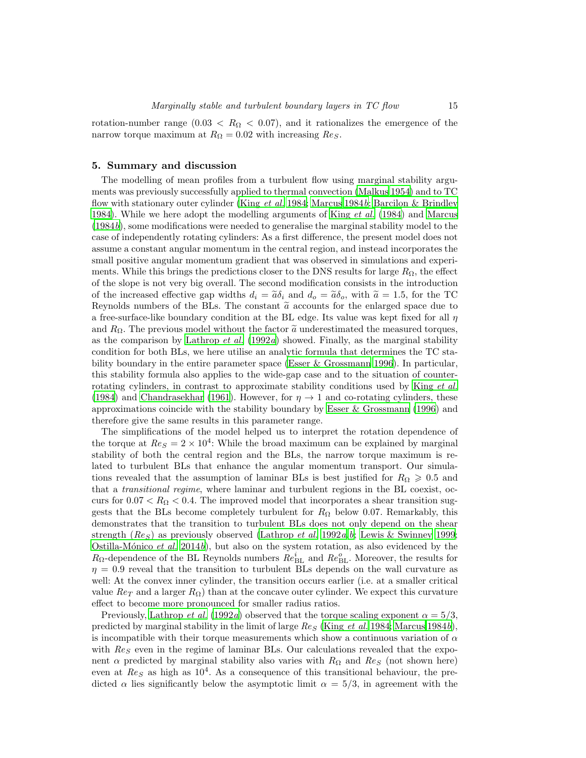rotation-number range ($0.03 < R_\Omega < 0.07$), and it rationalizes the emergence of the narrow torque maximum at $R_\Omega = 0.02$ with increasing $Re_S$.

## 5. Summary and discussion

The modelling of mean profiles from a turbulent flow using marginal stability arguments was previously successfully applied to thermal convection (Malkus 1954) and to TC flow with stationary outer cylinder (King *et al.* 1984; Marcus 1984*b*; Barcilon & Brindley 1984). While we here adopt the modelling arguments of King *et al.* (1984) and Marcus (1984*b*), some modifications were needed to generalise the marginal stability model to the case of independently rotating cylinders: As a first difference, the present model does not assume a constant angular momentum in the central region, and instead incorporates the small positive angular momentum gradient that was observed in simulations and experiments. While this brings the predictions closer to the DNS results for large $R_\Omega$, the effect of the slope is not very big overall. The second modification consists in the introduction of the increased effective gap widths $d_i = \widetilde{a}\delta_i$ and $d_o = \widetilde{a}\delta_o$, with $\widetilde{a} = 1.5$, for the TC Reynolds numbers of the BLs. The constant $\widetilde{a}$ accounts for the enlarged space due to a free-surface-like boundary condition at the BL edge. Its value was kept fixed for all $\eta$ and $R_\Omega$. The previous model without the factor $\widetilde{a}$ underestimated the measured torques, as the comparison by Lathrop *et al.* (1992*a*) showed. Finally, as the marginal stability condition for both BLs, we here utilise an analytic formula that determines the TC stability boundary in the entire parameter space (Esser & Grossmann 1996). In particular, this stability formula also applies to the wide-gap case and to the situation of counter-rotating cylinders, in contrast to approximate stability conditions used by King *et al.* (1984) and Chandrasekhar (1961). However, for $\eta \to 1$ and co-rotating cylinders, these approximations coincide with the stability boundary by Esser & Grossmann (1996) and therefore give the same results in this parameter range.

The simplifications of the model helped us to interpret the rotation dependence of the torque at $Re_S = 2 \times 10^4$: While the broad maximum can be explained by marginal stability of both the central region and the BLs, the narrow torque maximum is related to turbulent BLs that enhance the angular momentum transport. Our simulations revealed that the assumption of laminar BLs is best justified for $R_\Omega \geqslant 0.5$ and that a *transitional regime*, where laminar and turbulent regions in the BL coexist, occurs for $0.07 < R_\Omega < 0.4$. The improved model that incorporates a shear transition suggests that the BLs become completely turbulent for $R_\Omega$ below 0.07. Remarkably, this demonstrates that the transition to turbulent BLs does not only depend on the shear strength ($Re_S$) as previously observed (Lathrop *et al.* 1992*a*,*b*; Lewis & Swinney 1999; Ostilla-Mónico *et al.* 2014*b*), but also on the system rotation, as also evidenced by the $R_\Omega$-dependence of the BL Reynolds numbers $Re^i_{\mathrm{BL}}$ and $Re^o_{\mathrm{BL}}$. Moreover, the results for $\eta = 0.9$ reveal that the transition to turbulent BLs depends on the wall curvature as well: At the convex inner cylinder, the transition occurs earlier (i.e. at a smaller critical value $Re_T$ and a larger $R_\Omega$) than at the concave outer cylinder. We expect this curvature effect to become more pronounced for smaller radius ratios.

Previously, Lathrop *et al.* (1992*a*) observed that the torque scaling exponent $\alpha = 5/3$, predicted by marginal stability in the limit of large $Re_S$ (King *et al.* 1984; Marcus 1984*b*), is incompatible with their torque measurements which show a continuous variation of $\alpha$ with $Re_S$ even in the regime of laminar BLs. Our calculations revealed that the exponent $\alpha$ predicted by marginal stability also varies with $R_\Omega$ and $Re_S$ (not shown here) even at $Re_S$ as high as $10^4$. As a consequence of this transitional behaviour, the predicted $\alpha$ lies significantly below the asymptotic limit $\alpha = 5/3$, in agreement with the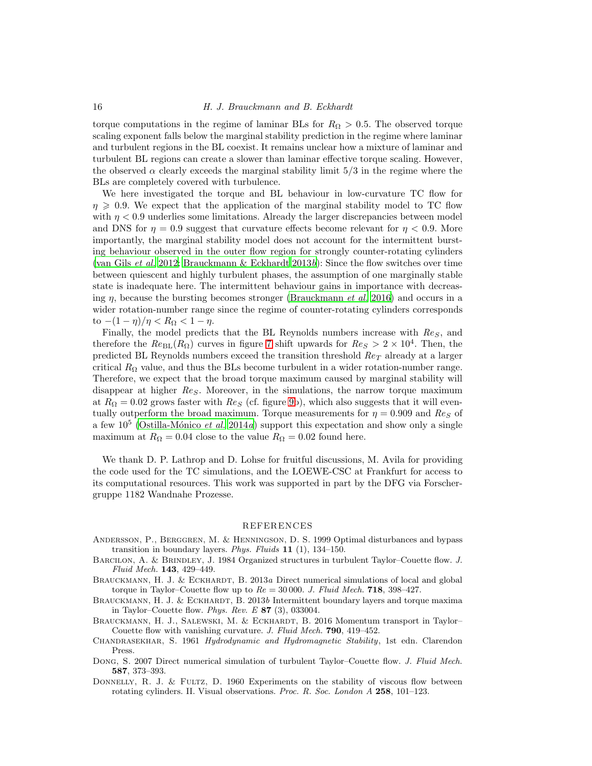torque computations in the regime of laminar BLs for $R_\Omega > 0.5$. The observed torque scaling exponent falls below the marginal stability prediction in the regime where laminar and turbulent regions in the BL coexist. It remains unclear how a mixture of laminar and turbulent BL regions can create a slower than laminar effective torque scaling. However, the observed $\alpha$ clearly exceeds the marginal stability limit $5/3$ in the regime where the BLs are completely covered with turbulence.

We here investigated the torque and BL behaviour in low-curvature TC flow for $\eta \geqslant 0.9$. We expect that the application of the marginal stability model to TC flow with $\eta < 0.9$ underlies some limitations. Already the larger discrepancies between model and DNS for $\eta = 0.9$ suggest that curvature effects become relevant for $\eta < 0.9$. More importantly, the marginal stability model does not account for the intermittent bursting behaviour observed in the outer flow region for strongly counter-rotating cylinders (van Gils *et al.* 2012; Brauckmann & Eckhardt 2013*b*): Since the flow switches over time between quiescent and highly turbulent phases, the assumption of one marginally stable state is inadequate here. The intermittent behaviour gains in importance with decreasing $\eta$, because the bursting becomes stronger (Brauckmann *et al.* 2016) and occurs in a wider rotation-number range since the regime of counter-rotating cylinders corresponds to $-(1-\eta)/\eta < R_\Omega < 1-\eta$.

Finally, the model predicts that the BL Reynolds numbers increase with $Re_S$, and therefore the $Re_{\mathrm{BL}}(R_\Omega)$ curves in figure 7 shift upwards for $Re_S > 2 \times 10^4$. Then, the predicted BL Reynolds numbers exceed the transition threshold $Re_T$ already at a larger critical $R_\Omega$ value, and thus the BLs become turbulent in a wider rotation-number range. Therefore, we expect that the broad torque maximum caused by marginal stability will disappear at higher $Re_S$. Moreover, in the simulations, the narrow torque maximum at $R_\Omega = 0.02$ grows faster with $Re_S$ (cf. figure 9b), which also suggests that it will eventually outperform the broad maximum. Torque measurements for $\eta = 0.909$ and $Re_S$ of a few $10^5$ (Ostilla-Mónico *et al.* 2014*a*) support this expectation and show only a single maximum at $R_\Omega = 0.04$ close to the value $R_\Omega = 0.02$ found here.

We thank D. P. Lathrop and D. Lohse for fruitful discussions, M. Avila for providing the code used for the TC simulations, and the LOEWE-CSC at Frankfurt for access to its computational resources. This work was supported in part by the DFG via Forschergruppe 1182 Wandnahe Prozesse.

## REFERENCES

Andersson, P., Berggren, M. & Henningson, D. S. 1999 Optimal disturbances and bypass transition in boundary layers. *Phys. Fluids* **11** (1), 134–150.

Barcilon, A. & Brindley, J. 1984 Organized structures in turbulent Taylor–Couette flow. *J. Fluid Mech.* **143**, 429–449.

Brauckmann, H. J. & Eckhardt, B. 2013*a* Direct numerical simulations of local and global torque in Taylor–Couette flow up to $Re = 30\,000$. *J. Fluid Mech.* **718**, 398–427.

Brauckmann, H. J. & Eckhardt, B. 2013*b* Intermittent boundary layers and torque maxima in Taylor–Couette flow. *Phys. Rev. E* **87** (3), 033004.

Brauckmann, H. J., Salewski, M. & Eckhardt, B. 2016 Momentum transport in Taylor–Couette flow with vanishing curvature. *J. Fluid Mech.* **790**, 419–452.

Chandrasekhar, S. 1961 *Hydrodynamic and Hydromagnetic Stability*, 1st edn. Clarendon Press.

Dong, S. 2007 Direct numerical simulation of turbulent Taylor–Couette flow. *J. Fluid Mech.* **587**, 373–393.

Donnelly, R. J. & Fultz, D. 1960 Experiments on the stability of viscous flow between rotating cylinders. II. Visual observations. *Proc. R. Soc. London A* **258**, 101–123.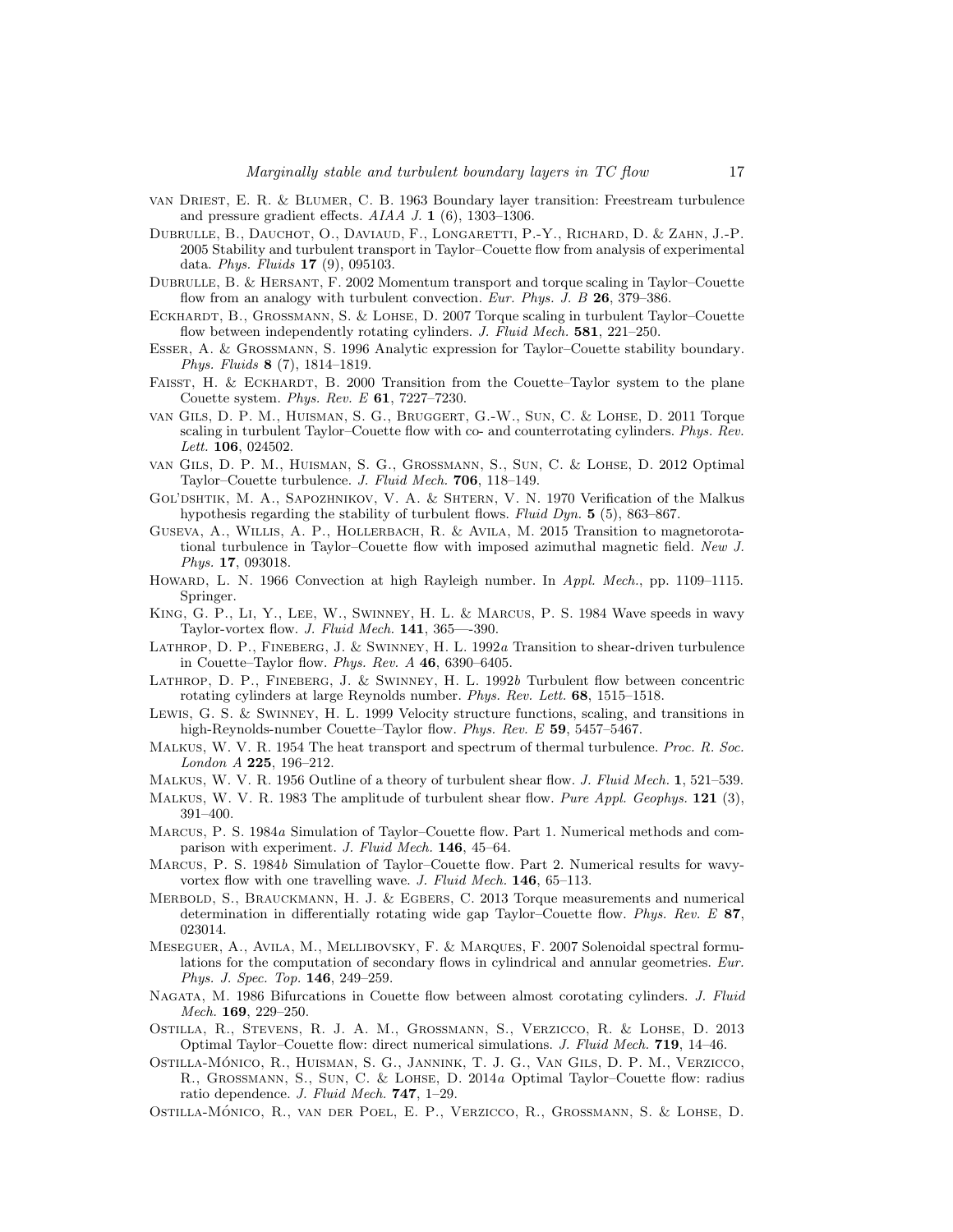van Driest, E. R. & Blumer, C. B. 1963 Boundary layer transition: Freestream turbulence and pressure gradient effects. *AIAA J.* **1** (6), 1303–1306.

Dubrulle, B., Dauchot, O., Daviaud, F., Longaretti, P.-Y., Richard, D. & Zahn, J.-P. 2005 Stability and turbulent transport in Taylor–Couette flow from analysis of experimental data. *Phys. Fluids* **17** (9), 095103.

Dubrulle, B. & Hersant, F. 2002 Momentum transport and torque scaling in Taylor–Couette flow from an analogy with turbulent convection. *Eur. Phys. J. B* **26**, 379–386.

Eckhardt, B., Grossmann, S. & Lohse, D. 2007 Torque scaling in turbulent Taylor–Couette flow between independently rotating cylinders. *J. Fluid Mech.* **581**, 221–250.

Esser, A. & Grossmann, S. 1996 Analytic expression for Taylor–Couette stability boundary. *Phys. Fluids* **8** (7), 1814–1819.

Faisst, H. & Eckhardt, B. 2000 Transition from the Couette–Taylor system to the plane Couette system. *Phys. Rev. E* **61**, 7227–7230.

van Gils, D. P. M., Huisman, S. G., Bruggert, G.-W., Sun, C. & Lohse, D. 2011 Torque scaling in turbulent Taylor–Couette flow with co- and counterrotating cylinders. *Phys. Rev. Lett.* **106**, 024502.

van Gils, D. P. M., Huisman, S. G., Grossmann, S., Sun, C. & Lohse, D. 2012 Optimal Taylor–Couette turbulence. *J. Fluid Mech.* **706**, 118–149.

Gol'dshtik, M. A., Sapozhnikov, V. A. & Shtern, V. N. 1970 Verification of the Malkus hypothesis regarding the stability of turbulent flows. *Fluid Dyn.* **5** (5), 863–867.

Guseva, A., Willis, A. P., Hollerbach, R. & Avila, M. 2015 Transition to magnetorotational turbulence in Taylor–Couette flow with imposed azimuthal magnetic field. *New J. Phys.* **17**, 093018.

Howard, L. N. 1966 Convection at high Rayleigh number. In *Appl. Mech.*, pp. 1109–1115. Springer.

King, G. P., Li, Y., Lee, W., Swinney, H. L. & Marcus, P. S. 1984 Wave speeds in wavy Taylor-vortex flow. *J. Fluid Mech.* **141**, 365—-390.

Lathrop, D. P., Fineberg, J. & Swinney, H. L. 1992*a* Transition to shear-driven turbulence in Couette–Taylor flow. *Phys. Rev. A* **46**, 6390–6405.

Lathrop, D. P., Fineberg, J. & Swinney, H. L. 1992*b* Turbulent flow between concentric rotating cylinders at large Reynolds number. *Phys. Rev. Lett.* **68**, 1515–1518.

Lewis, G. S. & Swinney, H. L. 1999 Velocity structure functions, scaling, and transitions in high-Reynolds-number Couette–Taylor flow. *Phys. Rev. E* **59**, 5457–5467.

Malkus, W. V. R. 1954 The heat transport and spectrum of thermal turbulence. *Proc. R. Soc. London A* **225**, 196–212.

Malkus, W. V. R. 1956 Outline of a theory of turbulent shear flow. *J. Fluid Mech.* **1**, 521–539.

Malkus, W. V. R. 1983 The amplitude of turbulent shear flow. *Pure Appl. Geophys.* **121** (3), 391–400.

Marcus, P. S. 1984*a* Simulation of Taylor–Couette flow. Part 1. Numerical methods and comparison with experiment. *J. Fluid Mech.* **146**, 45–64.

Marcus, P. S. 1984*b* Simulation of Taylor–Couette flow. Part 2. Numerical results for wavy-vortex flow with one travelling wave. *J. Fluid Mech.* **146**, 65–113.

Merbold, S., Brauckmann, H. J. & Egbers, C. 2013 Torque measurements and numerical determination in differentially rotating wide gap Taylor–Couette flow. *Phys. Rev. E* **87**, 023014.

Meseguer, A., Avila, M., Mellibovsky, F. & Marques, F. 2007 Solenoidal spectral formulations for the computation of secondary flows in cylindrical and annular geometries. *Eur. Phys. J. Spec. Top.* **146**, 249–259.

Nagata, M. 1986 Bifurcations in Couette flow between almost corotating cylinders. *J. Fluid Mech.* **169**, 229–250.

Ostilla, R., Stevens, R. J. A. M., Grossmann, S., Verzicco, R. & Lohse, D. 2013 Optimal Taylor–Couette flow: direct numerical simulations. *J. Fluid Mech.* **719**, 14–46.

Ostilla-Mónico, R., Huisman, S. G., Jannink, T. J. G., Van Gils, D. P. M., Verzicco, R., Grossmann, S., Sun, C. & Lohse, D. 2014*a* Optimal Taylor–Couette flow: radius ratio dependence. *J. Fluid Mech.* **747**, 1–29.

Ostilla-Mónico, R., van der Poel, E. P., Verzicco, R., Grossmann, S. & Lohse, D.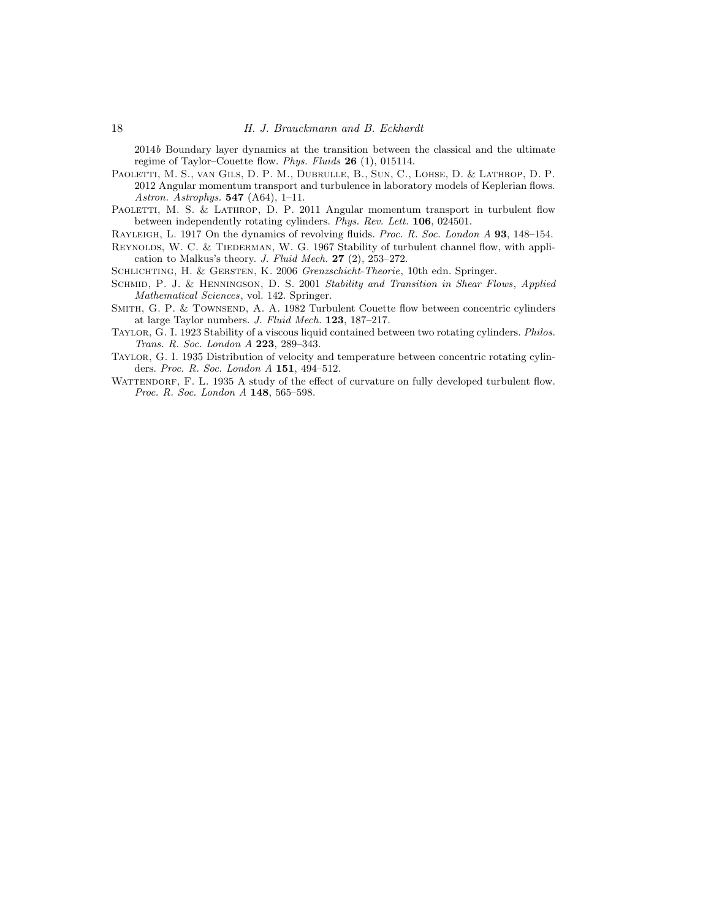2014*b* Boundary layer dynamics at the transition between the classical and the ultimate regime of Taylor–Couette flow. *Phys. Fluids* **26** (1), 015114.

Paoletti, M. S., van Gils, D. P. M., Dubrulle, B., Sun, C., Lohse, D. & Lathrop, D. P. 2012 Angular momentum transport and turbulence in laboratory models of Keplerian flows. *Astron. Astrophys.* **547** (A64), 1–11.

Paoletti, M. S. & Lathrop, D. P. 2011 Angular momentum transport in turbulent flow between independently rotating cylinders. *Phys. Rev. Lett.* **106**, 024501.

Rayleigh, L. 1917 On the dynamics of revolving fluids. *Proc. R. Soc. London A* **93**, 148–154.

Reynolds, W. C. & Tiederman, W. G. 1967 Stability of turbulent channel flow, with application to Malkus's theory. *J. Fluid Mech.* **27** (2), 253–272.

Schlichting, H. & Gersten, K. 2006 *Grenzschicht-Theorie*, 10th edn. Springer.

Schmid, P. J. & Henningson, D. S. 2001 *Stability and Transition in Shear Flows*, *Applied Mathematical Sciences*, vol. 142. Springer.

Smith, G. P. & Townsend, A. A. 1982 Turbulent Couette flow between concentric cylinders at large Taylor numbers. *J. Fluid Mech.* **123**, 187–217.

Taylor, G. I. 1923 Stability of a viscous liquid contained between two rotating cylinders. *Philos. Trans. R. Soc. London A* **223**, 289–343.

Taylor, G. I. 1935 Distribution of velocity and temperature between concentric rotating cylinders. *Proc. R. Soc. London A* **151**, 494–512.

Wattendorf, F. L. 1935 A study of the effect of curvature on fully developed turbulent flow. *Proc. R. Soc. London A* **148**, 565–598.